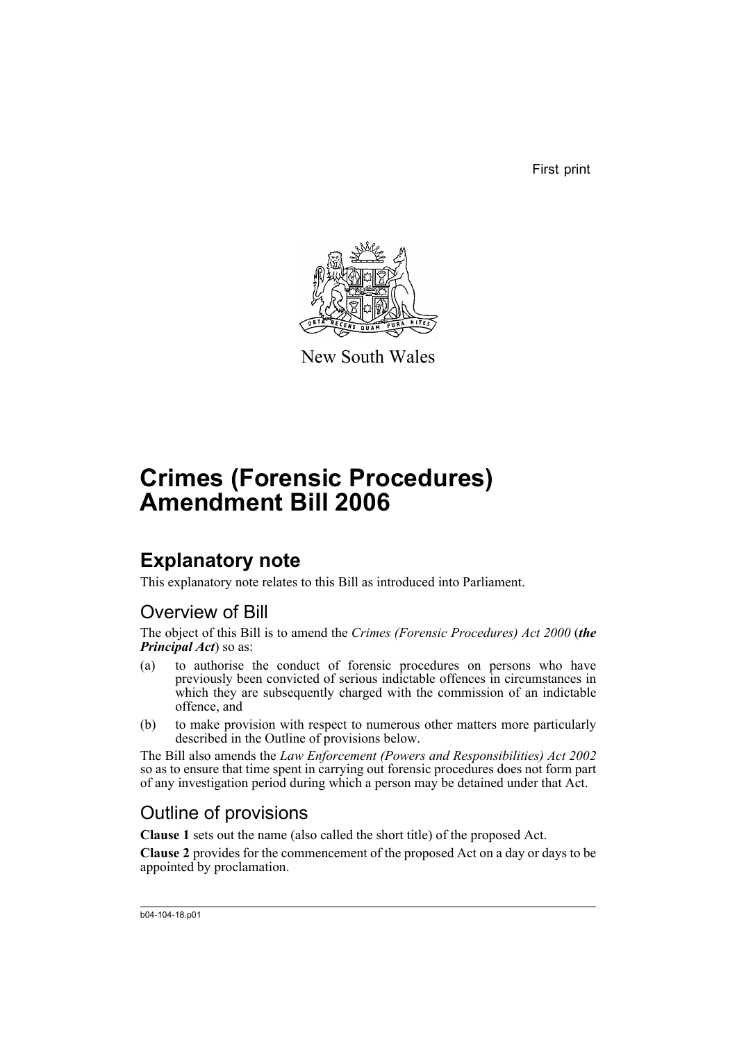First print

New South Wales

# Crimes (Forensic Procedures) Amendment Bill 2006

## Explanatory note

This explanatory note relates to this Bill as introduced into Parliament.

### Overview of Bill

The object of this Bill is to amend the *Crimes (Forensic Procedures) Act 2000* (***the Principal Act***) so as:

(a) to authorise the conduct of forensic procedures on persons who have previously been convicted of serious indictable offences in circumstances in which they are subsequently charged with the commission of an indictable offence, and

(b) to make provision with respect to numerous other matters more particularly described in the Outline of provisions below.

The Bill also amends the *Law Enforcement (Powers and Responsibilities) Act 2002* so as to ensure that time spent in carrying out forensic procedures does not form part of any investigation period during which a person may be detained under that Act.

### Outline of provisions

**Clause 1** sets out the name (also called the short title) of the proposed Act.

**Clause 2** provides for the commencement of the proposed Act on a day or days to be appointed by proclamation.

b04-104-18.p01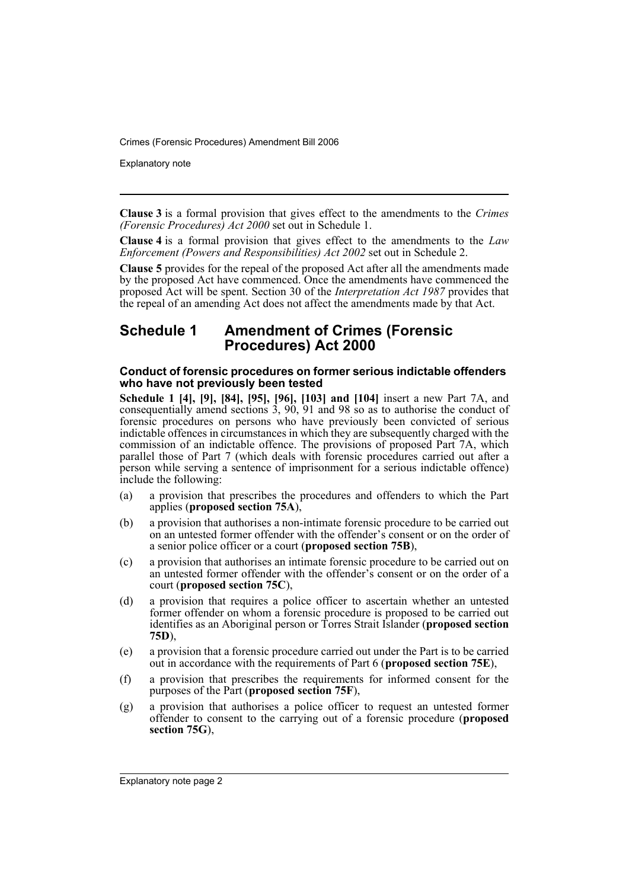**Clause 3** is a formal provision that gives effect to the amendments to the *Crimes (Forensic Procedures) Act 2000* set out in Schedule 1.

**Clause 4** is a formal provision that gives effect to the amendments to the *Law Enforcement (Powers and Responsibilities) Act 2002* set out in Schedule 2.

**Clause 5** provides for the repeal of the proposed Act after all the amendments made by the proposed Act have commenced. Once the amendments have commenced the proposed Act will be spent. Section 30 of the *Interpretation Act 1987* provides that the repeal of an amending Act does not affect the amendments made by that Act.

## Schedule 1 Amendment of Crimes (Forensic Procedures) Act 2000

### Conduct of forensic procedures on former serious indictable offenders who have not previously been tested

**Schedule 1 [4], [9], [84], [95], [96], [103] and [104]** insert a new Part 7A, and consequentially amend sections 3, 90, 91 and 98 so as to authorise the conduct of forensic procedures on persons who have previously been convicted of serious indictable offences in circumstances in which they are subsequently charged with the commission of an indictable offence. The provisions of proposed Part 7A, which parallel those of Part 7 (which deals with forensic procedures carried out after a person while serving a sentence of imprisonment for a serious indictable offence) include the following:

(a) a provision that prescribes the procedures and offenders to which the Part applies (**proposed section 75A**),

(b) a provision that authorises a non-intimate forensic procedure to be carried out on an untested former offender with the offender's consent or on the order of a senior police officer or a court (**proposed section 75B**),

(c) a provision that authorises an intimate forensic procedure to be carried out on an untested former offender with the offender's consent or on the order of a court (**proposed section 75C**),

(d) a provision that requires a police officer to ascertain whether an untested former offender on whom a forensic procedure is proposed to be carried out identifies as an Aboriginal person or Torres Strait Islander (**proposed section 75D**),

(e) a provision that a forensic procedure carried out under the Part is to be carried out in accordance with the requirements of Part 6 (**proposed section 75E**),

(f) a provision that prescribes the requirements for informed consent for the purposes of the Part (**proposed section 75F**),

(g) a provision that authorises a police officer to request an untested former offender to consent to the carrying out of a forensic procedure (**proposed section 75G**),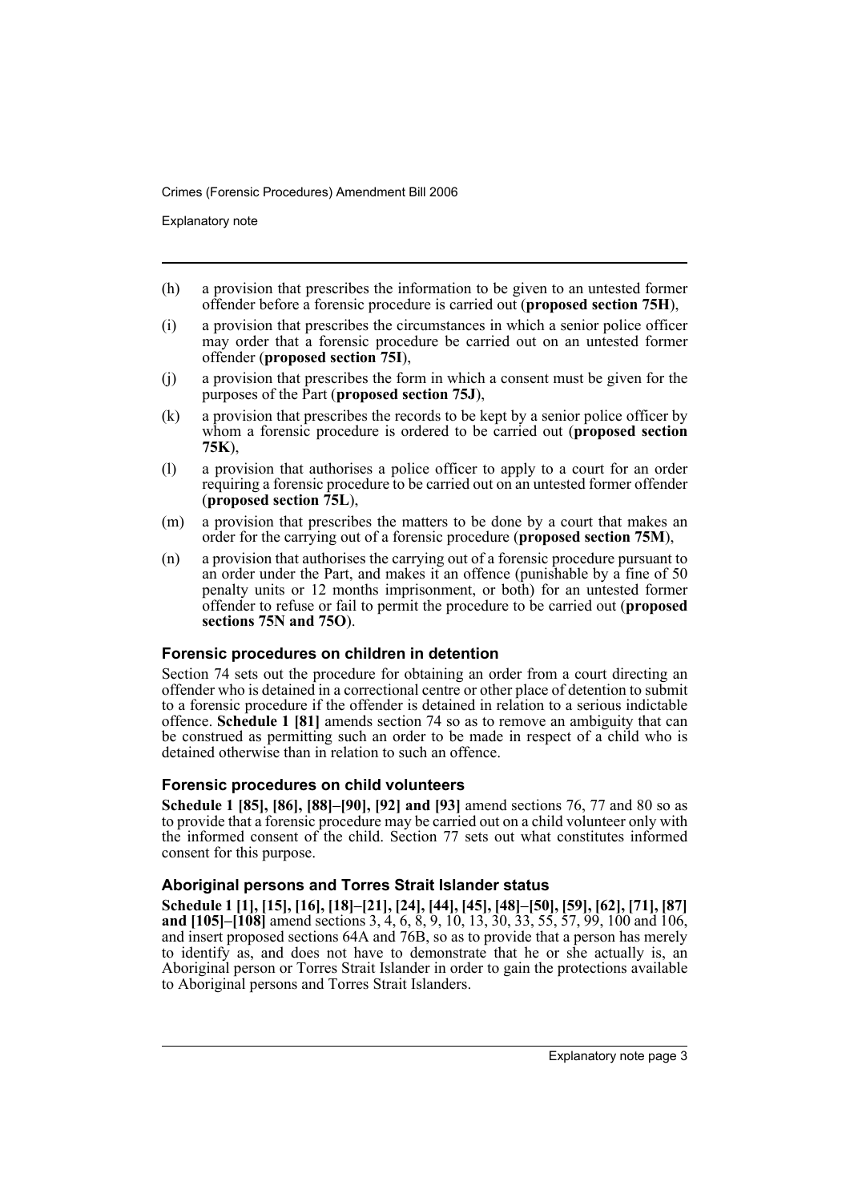- (h) a provision that prescribes the information to be given to an untested former offender before a forensic procedure is carried out (**proposed section 75H**),
- (i) a provision that prescribes the circumstances in which a senior police officer may order that a forensic procedure be carried out on an untested former offender (**proposed section 75I**),
- (j) a provision that prescribes the form in which a consent must be given for the purposes of the Part (**proposed section 75J**),
- (k) a provision that prescribes the records to be kept by a senior police officer by whom a forensic procedure is ordered to be carried out (**proposed section 75K**),
- (l) a provision that authorises a police officer to apply to a court for an order requiring a forensic procedure to be carried out on an untested former offender (**proposed section 75L**),
- (m) a provision that prescribes the matters to be done by a court that makes an order for the carrying out of a forensic procedure (**proposed section 75M**),
- (n) a provision that authorises the carrying out of a forensic procedure pursuant to an order under the Part, and makes it an offence (punishable by a fine of 50 penalty units or 12 months imprisonment, or both) for an untested former offender to refuse or fail to permit the procedure to be carried out (**proposed sections 75N and 75O**).

### Forensic procedures on children in detention

Section 74 sets out the procedure for obtaining an order from a court directing an offender who is detained in a correctional centre or other place of detention to submit to a forensic procedure if the offender is detained in relation to a serious indictable offence. **Schedule 1 [81]** amends section 74 so as to remove an ambiguity that can be construed as permitting such an order to be made in respect of a child who is detained otherwise than in relation to such an offence.

### Forensic procedures on child volunteers

**Schedule 1 [85], [86], [88]–[90], [92] and [93]** amend sections 76, 77 and 80 so as to provide that a forensic procedure may be carried out on a child volunteer only with the informed consent of the child. Section 77 sets out what constitutes informed consent for this purpose.

### Aboriginal persons and Torres Strait Islander status

**Schedule 1 [1], [15], [16], [18]–[21], [24], [44], [45], [48]–[50], [59], [62], [71], [87] and [105]–[108]** amend sections 3, 4, 6, 8, 9, 10, 13, 30, 33, 55, 57, 99, 100 and 106, and insert proposed sections 64A and 76B, so as to provide that a person has merely to identify as, and does not have to demonstrate that he or she actually is, an Aboriginal person or Torres Strait Islander in order to gain the protections available to Aboriginal persons and Torres Strait Islanders.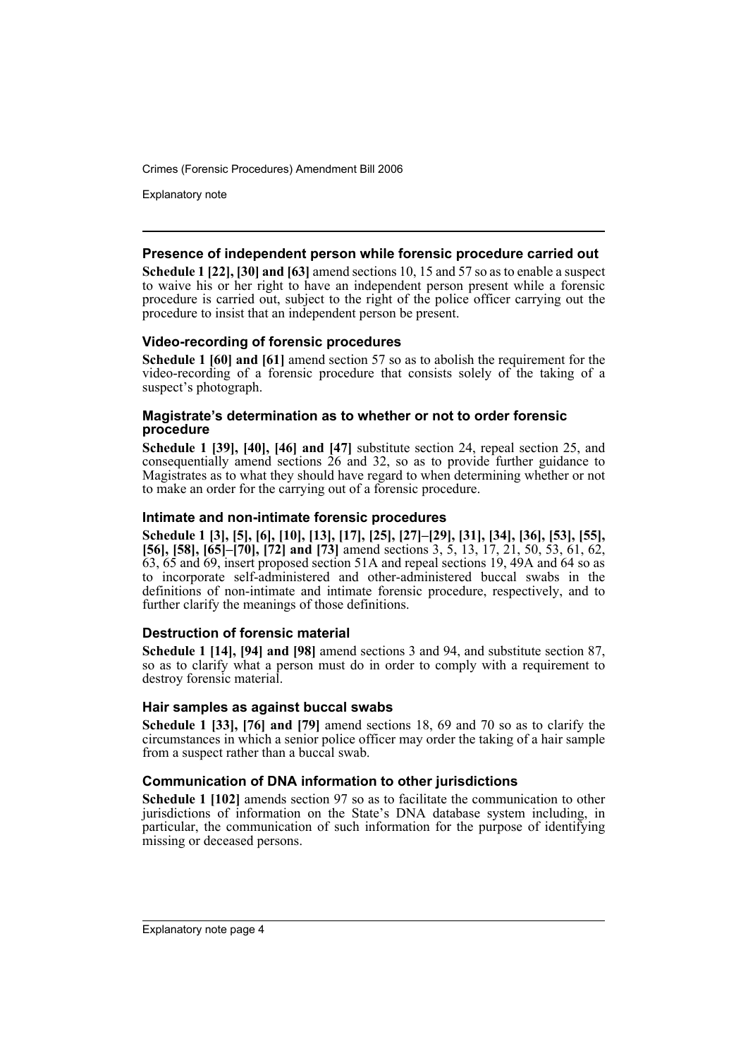### Presence of independent person while forensic procedure carried out

**Schedule 1 [22], [30] and [63]** amend sections 10, 15 and 57 so as to enable a suspect to waive his or her right to have an independent person present while a forensic procedure is carried out, subject to the right of the police officer carrying out the procedure to insist that an independent person be present.

### Video-recording of forensic procedures

**Schedule 1 [60] and [61]** amend section 57 so as to abolish the requirement for the video-recording of a forensic procedure that consists solely of the taking of a suspect's photograph.

### Magistrate's determination as to whether or not to order forensic procedure

**Schedule 1 [39], [40], [46] and [47]** substitute section 24, repeal section 25, and consequentially amend sections 26 and 32, so as to provide further guidance to Magistrates as to what they should have regard to when determining whether or not to make an order for the carrying out of a forensic procedure.

### Intimate and non-intimate forensic procedures

**Schedule 1 [3], [5], [6], [10], [13], [17], [25], [27]–[29], [31], [34], [36], [53], [55], [56], [58], [65]–[70], [72] and [73]** amend sections 3, 5, 13, 17, 21, 50, 53, 61, 62, 63, 65 and 69, insert proposed section 51A and repeal sections 19, 49A and 64 so as to incorporate self-administered and other-administered buccal swabs in the definitions of non-intimate and intimate forensic procedure, respectively, and to further clarify the meanings of those definitions.

### Destruction of forensic material

**Schedule 1 [14], [94] and [98]** amend sections 3 and 94, and substitute section 87, so as to clarify what a person must do in order to comply with a requirement to destroy forensic material.

### Hair samples as against buccal swabs

**Schedule 1 [33], [76] and [79]** amend sections 18, 69 and 70 so as to clarify the circumstances in which a senior police officer may order the taking of a hair sample from a suspect rather than a buccal swab.

### Communication of DNA information to other jurisdictions

**Schedule 1 [102]** amends section 97 so as to facilitate the communication to other jurisdictions of information on the State's DNA database system including, in particular, the communication of such information for the purpose of identifying missing or deceased persons.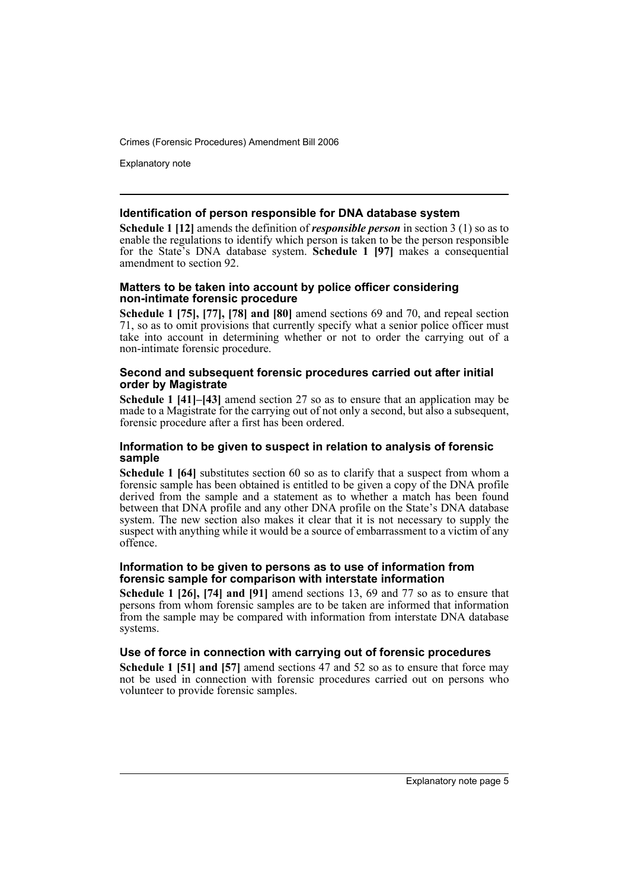### Identification of person responsible for DNA database system

**Schedule 1 [12]** amends the definition of ***responsible person*** in section 3 (1) so as to enable the regulations to identify which person is taken to be the person responsible for the State's DNA database system. **Schedule 1 [97]** makes a consequential amendment to section 92.

### Matters to be taken into account by police officer considering non-intimate forensic procedure

**Schedule 1 [75], [77], [78] and [80]** amend sections 69 and 70, and repeal section 71, so as to omit provisions that currently specify what a senior police officer must take into account in determining whether or not to order the carrying out of a non-intimate forensic procedure.

### Second and subsequent forensic procedures carried out after initial order by Magistrate

**Schedule 1 [41]–[43]** amend section 27 so as to ensure that an application may be made to a Magistrate for the carrying out of not only a second, but also a subsequent, forensic procedure after a first has been ordered.

### Information to be given to suspect in relation to analysis of forensic sample

**Schedule 1 [64]** substitutes section 60 so as to clarify that a suspect from whom a forensic sample has been obtained is entitled to be given a copy of the DNA profile derived from the sample and a statement as to whether a match has been found between that DNA profile and any other DNA profile on the State's DNA database system. The new section also makes it clear that it is not necessary to supply the suspect with anything while it would be a source of embarrassment to a victim of any offence.

### Information to be given to persons as to use of information from forensic sample for comparison with interstate information

**Schedule 1 [26], [74] and [91]** amend sections 13, 69 and 77 so as to ensure that persons from whom forensic samples are to be taken are informed that information from the sample may be compared with information from interstate DNA database systems.

### Use of force in connection with carrying out of forensic procedures

**Schedule 1 [51] and [57]** amend sections 47 and 52 so as to ensure that force may not be used in connection with forensic procedures carried out on persons who volunteer to provide forensic samples.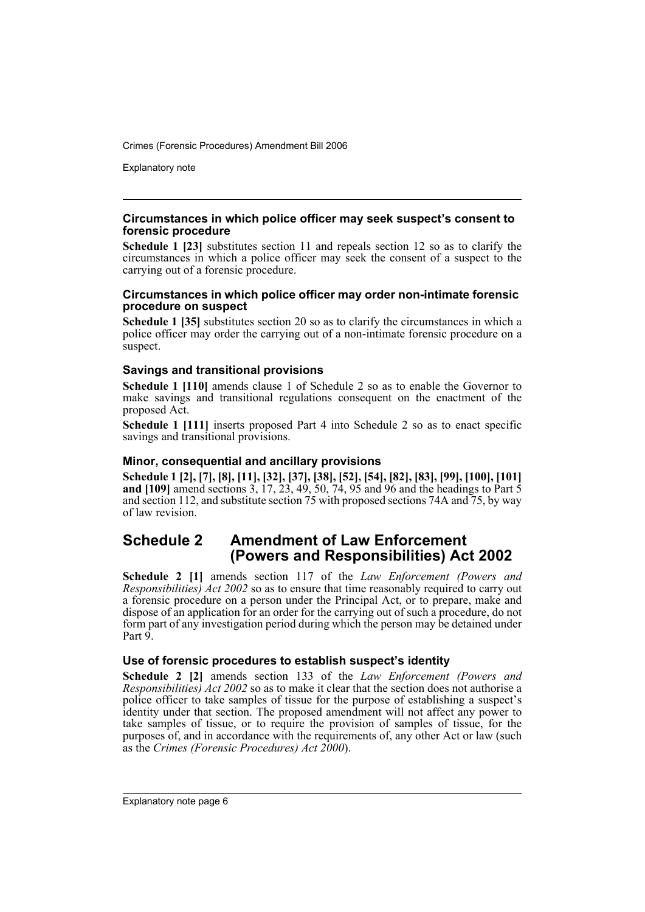### Circumstances in which police officer may seek suspect's consent to forensic procedure

**Schedule 1 [23]** substitutes section 11 and repeals section 12 so as to clarify the circumstances in which a police officer may seek the consent of a suspect to the carrying out of a forensic procedure.

### Circumstances in which police officer may order non-intimate forensic procedure on suspect

**Schedule 1 [35]** substitutes section 20 so as to clarify the circumstances in which a police officer may order the carrying out of a non-intimate forensic procedure on a suspect.

### Savings and transitional provisions

**Schedule 1 [110]** amends clause 1 of Schedule 2 so as to enable the Governor to make savings and transitional regulations consequent on the enactment of the proposed Act.

**Schedule 1 [111]** inserts proposed Part 4 into Schedule 2 so as to enact specific savings and transitional provisions.

### Minor, consequential and ancillary provisions

**Schedule 1 [2], [7], [8], [11], [32], [37], [38], [52], [54], [82], [83], [99], [100], [101] and [109]** amend sections 3, 17, 23, 49, 50, 74, 95 and 96 and the headings to Part 5 and section 112, and substitute section 75 with proposed sections 74A and 75, by way of law revision.

## Schedule 2 Amendment of Law Enforcement (Powers and Responsibilities) Act 2002

**Schedule 2 [1]** amends section 117 of the *Law Enforcement (Powers and Responsibilities) Act 2002* so as to ensure that time reasonably required to carry out a forensic procedure on a person under the Principal Act, or to prepare, make and dispose of an application for an order for the carrying out of such a procedure, do not form part of any investigation period during which the person may be detained under Part 9.

### Use of forensic procedures to establish suspect's identity

**Schedule 2 [2]** amends section 133 of the *Law Enforcement (Powers and Responsibilities) Act 2002* so as to make it clear that the section does not authorise a police officer to take samples of tissue for the purpose of establishing a suspect's identity under that section. The proposed amendment will not affect any power to take samples of tissue, or to require the provision of samples of tissue, for the purposes of, and in accordance with the requirements of, any other Act or law (such as the *Crimes (Forensic Procedures) Act 2000*).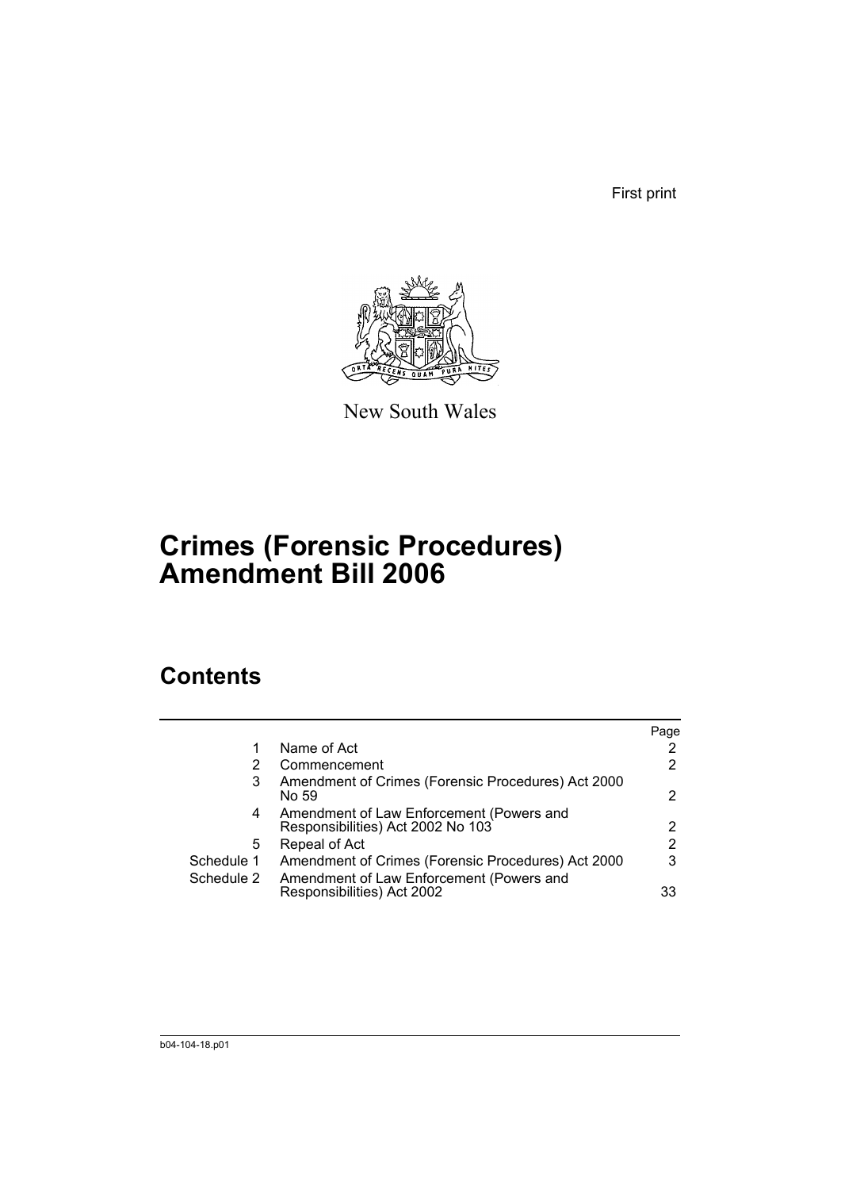First print

New South Wales

# Crimes (Forensic Procedures) Amendment Bill 2006

## Contents

| | | Page |
|---|---|---|
| 1 | Name of Act | 2 |
| 2 | Commencement | 2 |
| 3 | Amendment of Crimes (Forensic Procedures) Act 2000 No 59 | 2 |
| 4 | Amendment of Law Enforcement (Powers and Responsibilities) Act 2002 No 103 | 2 |
| 5 | Repeal of Act | 2 |
| Schedule 1 | Amendment of Crimes (Forensic Procedures) Act 2000 | 3 |
| Schedule 2 | Amendment of Law Enforcement (Powers and Responsibilities) Act 2002 | 33 |

b04-104-18.p01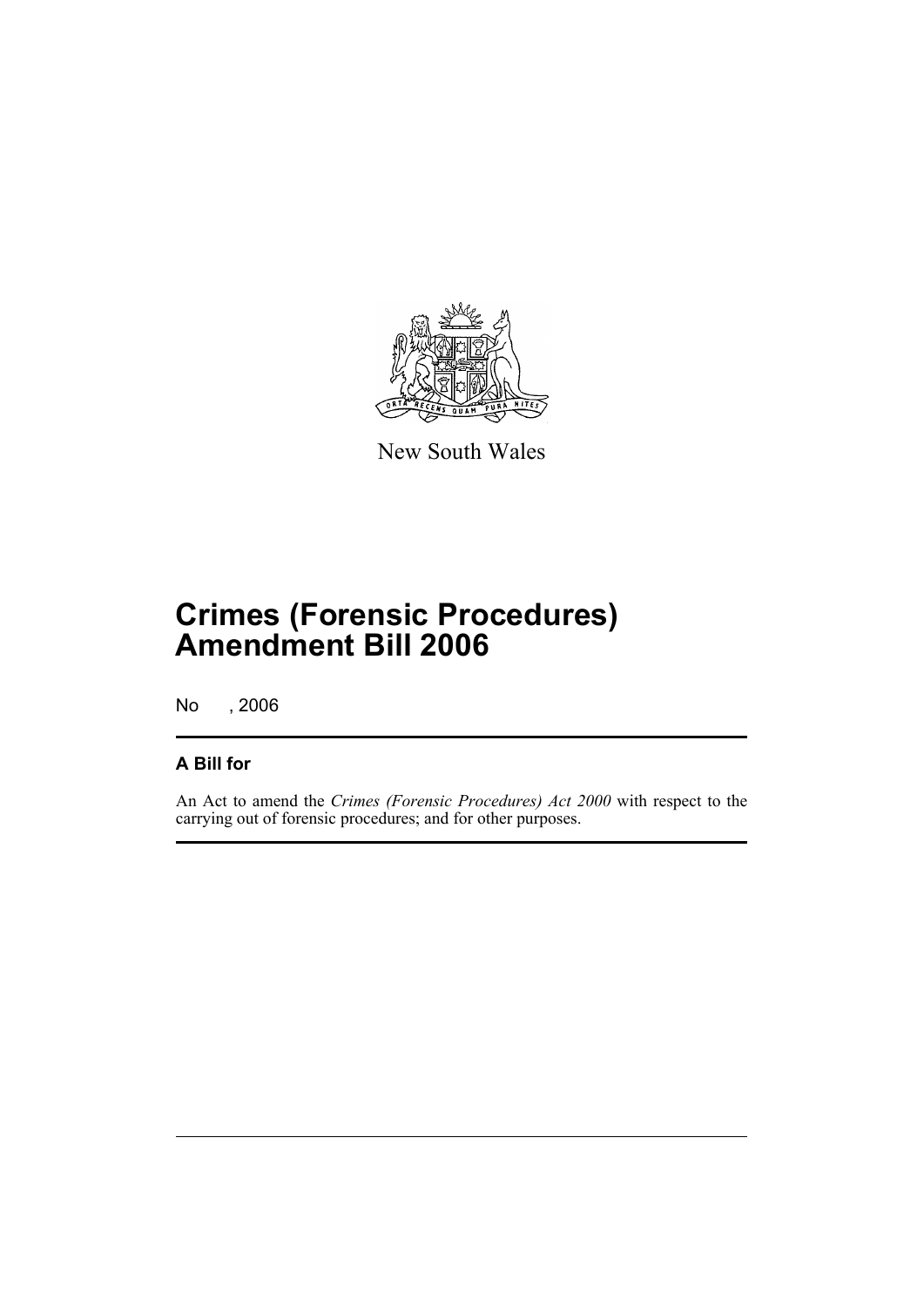New South Wales

# Crimes (Forensic Procedures) Amendment Bill 2006

No , 2006

## A Bill for

An Act to amend the *Crimes (Forensic Procedures) Act 2000* with respect to the carrying out of forensic procedures; and for other purposes.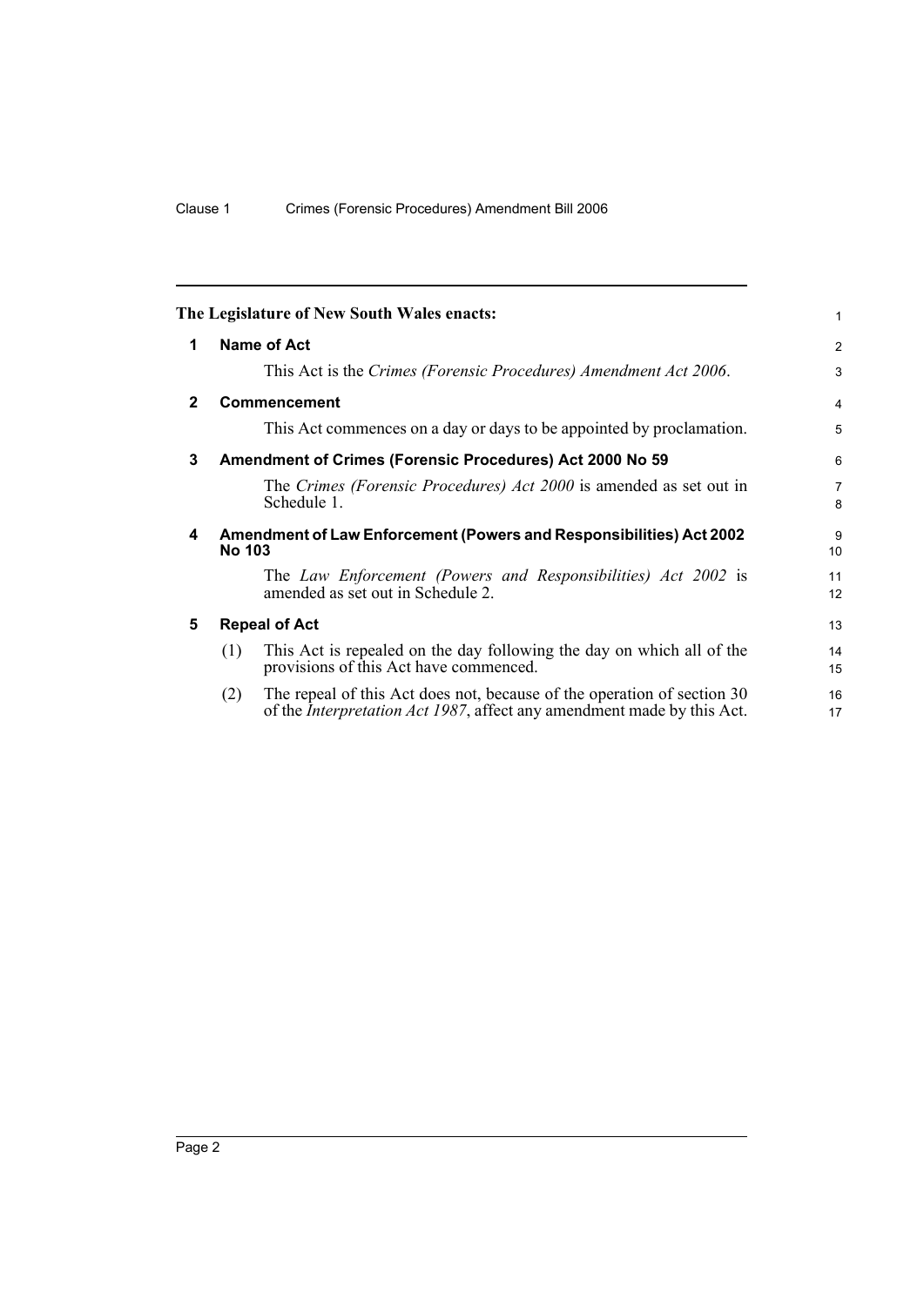**The Legislature of New South Wales enacts:**

## 1 Name of Act

This Act is the *Crimes (Forensic Procedures) Amendment Act 2006*.

## 2 Commencement

This Act commences on a day or days to be appointed by proclamation.

## 3 Amendment of Crimes (Forensic Procedures) Act 2000 No 59

The *Crimes (Forensic Procedures) Act 2000* is amended as set out in Schedule 1.

## 4 Amendment of Law Enforcement (Powers and Responsibilities) Act 2002 No 103

The *Law Enforcement (Powers and Responsibilities) Act 2002* is amended as set out in Schedule 2.

## 5 Repeal of Act

(1) This Act is repealed on the day following the day on which all of the provisions of this Act have commenced.

(2) The repeal of this Act does not, because of the operation of section 30 of the *Interpretation Act 1987*, affect any amendment made by this Act.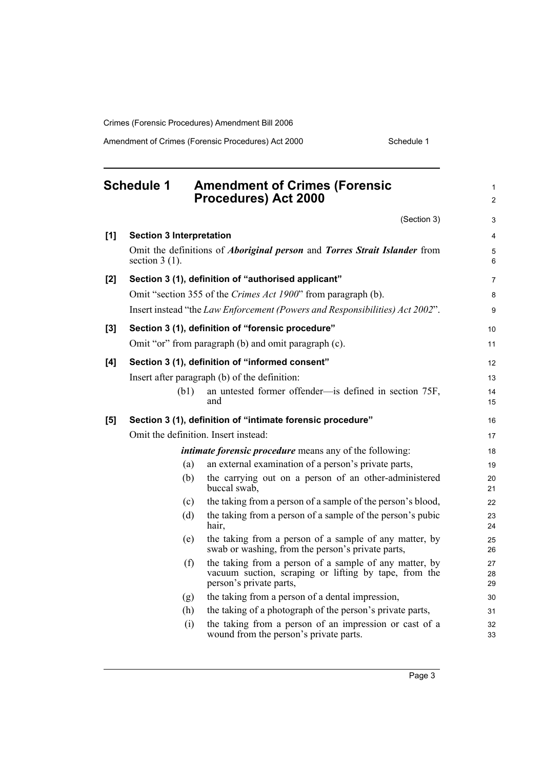## Schedule 1 Amendment of Crimes (Forensic Procedures) Act 2000

(Section 3)

**[1] Section 3 Interpretation**

Omit the definitions of ***Aboriginal person*** and ***Torres Strait Islander*** from section 3 (1).

**[2] Section 3 (1), definition of "authorised applicant"**

Omit "section 355 of the *Crimes Act 1900*" from paragraph (b).

Insert instead "the *Law Enforcement (Powers and Responsibilities) Act 2002*".

**[3] Section 3 (1), definition of "forensic procedure"**

Omit "or" from paragraph (b) and omit paragraph (c).

**[4] Section 3 (1), definition of "informed consent"**

Insert after paragraph (b) of the definition:

(b1) an untested former offender—is defined in section 75F, and

**[5] Section 3 (1), definition of "intimate forensic procedure"**

Omit the definition. Insert instead:

***intimate forensic procedure*** means any of the following:

(a) an external examination of a person's private parts,

(b) the carrying out on a person of an other-administered buccal swab,

(c) the taking from a person of a sample of the person's blood,

(d) the taking from a person of a sample of the person's pubic hair,

(e) the taking from a person of a sample of any matter, by swab or washing, from the person's private parts,

(f) the taking from a person of a sample of any matter, by vacuum suction, scraping or lifting by tape, from the person's private parts,

(g) the taking from a person of a dental impression,

(h) the taking of a photograph of the person's private parts,

(i) the taking from a person of an impression or cast of a wound from the person's private parts.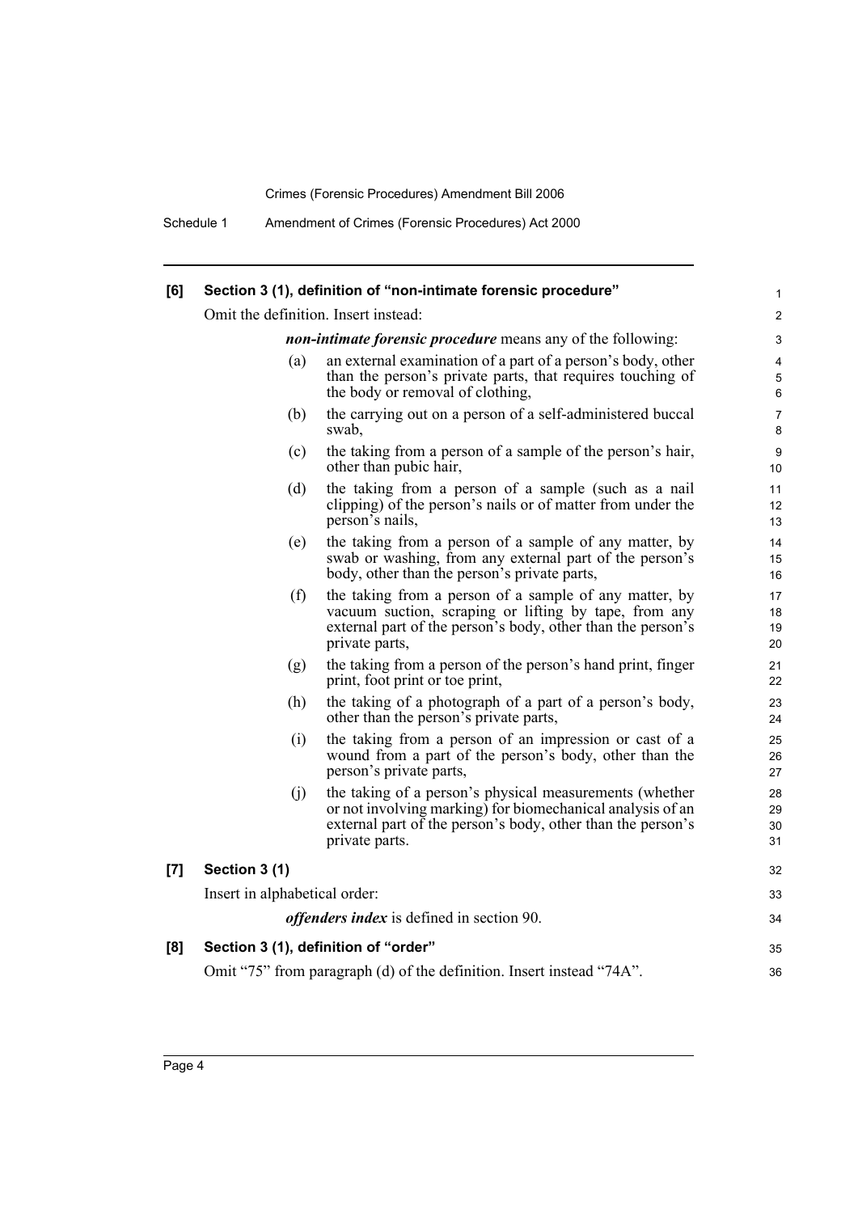**[6] Section 3 (1), definition of "non-intimate forensic procedure"**

Omit the definition. Insert instead:

***non-intimate forensic procedure*** means any of the following:

(a) an external examination of a part of a person's body, other than the person's private parts, that requires touching of the body or removal of clothing,

(b) the carrying out on a person of a self-administered buccal swab,

(c) the taking from a person of a sample of the person's hair, other than pubic hair,

(d) the taking from a person of a sample (such as a nail clipping) of the person's nails or of matter from under the person's nails,

(e) the taking from a person of a sample of any matter, by swab or washing, from any external part of the person's body, other than the person's private parts,

(f) the taking from a person of a sample of any matter, by vacuum suction, scraping or lifting by tape, from any external part of the person's body, other than the person's private parts,

(g) the taking from a person of the person's hand print, finger print, foot print or toe print,

(h) the taking of a photograph of a part of a person's body, other than the person's private parts,

(i) the taking from a person of an impression or cast of a wound from a part of the person's body, other than the person's private parts,

(j) the taking of a person's physical measurements (whether or not involving marking) for biomechanical analysis of an external part of the person's body, other than the person's private parts.

**[7] Section 3 (1)**

Insert in alphabetical order:

***offenders index*** is defined in section 90.

**[8] Section 3 (1), definition of "order"**

Omit "75" from paragraph (d) of the definition. Insert instead "74A".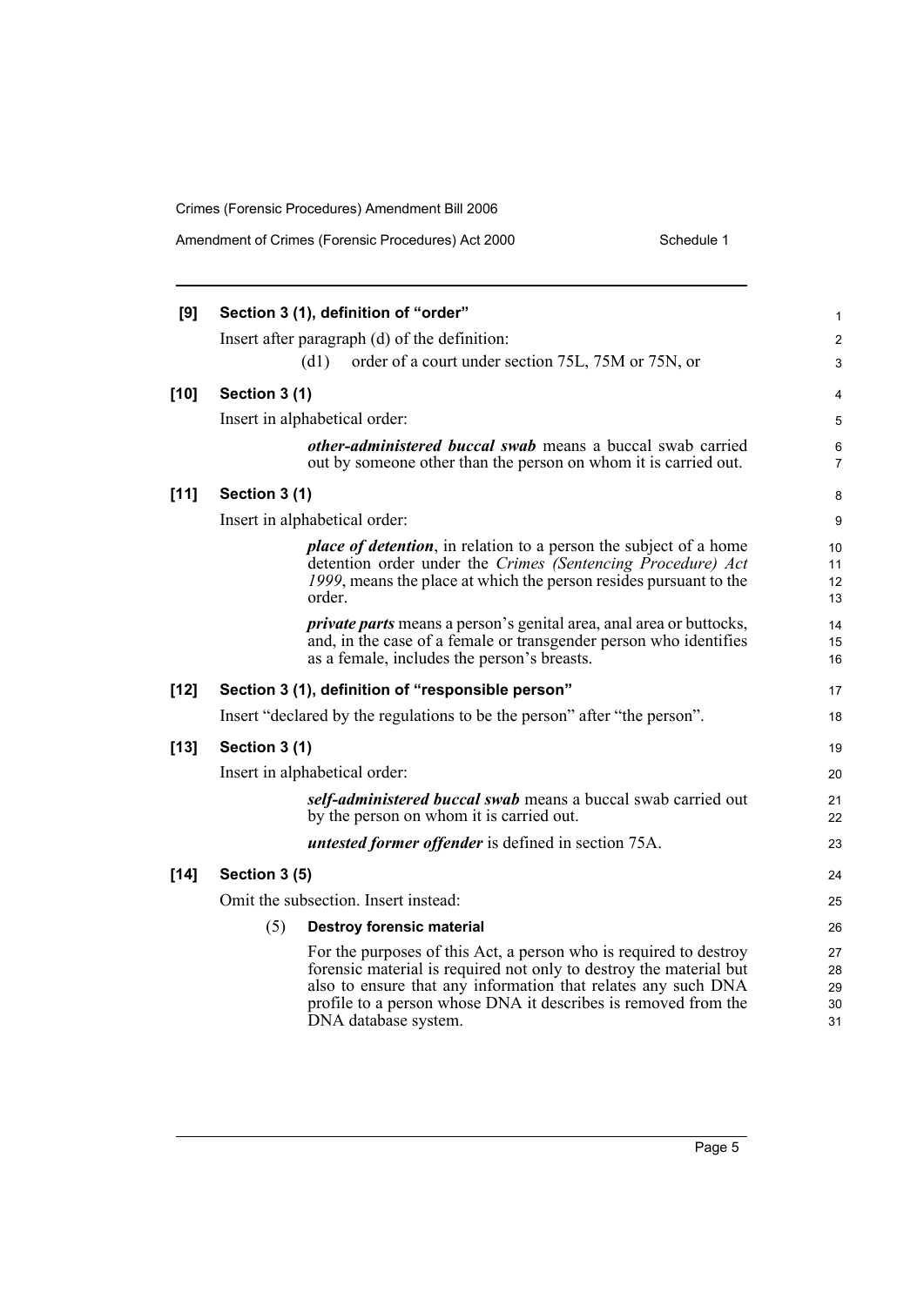**[9] Section 3 (1), definition of "order"**

Insert after paragraph (d) of the definition:

(d1) order of a court under section 75L, 75M or 75N, or

**[10] Section 3 (1)**

Insert in alphabetical order:

***other-administered buccal swab*** means a buccal swab carried out by someone other than the person on whom it is carried out.

**[11] Section 3 (1)**

Insert in alphabetical order:

***place of detention***, in relation to a person the subject of a home detention order under the *Crimes (Sentencing Procedure) Act 1999*, means the place at which the person resides pursuant to the order.

***private parts*** means a person's genital area, anal area or buttocks, and, in the case of a female or transgender person who identifies as a female, includes the person's breasts.

**[12] Section 3 (1), definition of "responsible person"**

Insert "declared by the regulations to be the person" after "the person".

**[13] Section 3 (1)**

Insert in alphabetical order:

***self-administered buccal swab*** means a buccal swab carried out by the person on whom it is carried out.

***untested former offender*** is defined in section 75A.

**[14] Section 3 (5)**

Omit the subsection. Insert instead:

(5) **Destroy forensic material**

For the purposes of this Act, a person who is required to destroy forensic material is required not only to destroy the material but also to ensure that any information that relates any such DNA profile to a person whose DNA it describes is removed from the DNA database system.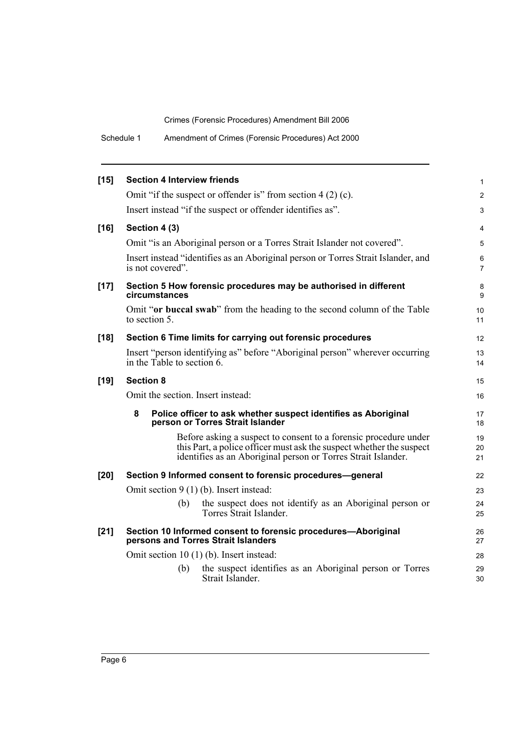**[15] Section 4 Interview friends**

Omit "if the suspect or offender is" from section 4 (2) (c).

Insert instead "if the suspect or offender identifies as".

**[16] Section 4 (3)**

Omit "is an Aboriginal person or a Torres Strait Islander not covered".

Insert instead "identifies as an Aboriginal person or Torres Strait Islander, and is not covered".

**[17] Section 5 How forensic procedures may be authorised in different circumstances**

Omit "**or buccal swab**" from the heading to the second column of the Table to section 5.

**[18] Section 6 Time limits for carrying out forensic procedures**

Insert "person identifying as" before "Aboriginal person" wherever occurring in the Table to section 6.

**[19] Section 8**

Omit the section. Insert instead:

**8 Police officer to ask whether suspect identifies as Aboriginal person or Torres Strait Islander**

Before asking a suspect to consent to a forensic procedure under this Part, a police officer must ask the suspect whether the suspect identifies as an Aboriginal person or Torres Strait Islander.

**[20] Section 9 Informed consent to forensic procedures—general**

Omit section 9 (1) (b). Insert instead:

(b) the suspect does not identify as an Aboriginal person or Torres Strait Islander.

**[21] Section 10 Informed consent to forensic procedures—Aboriginal persons and Torres Strait Islanders**

Omit section 10 (1) (b). Insert instead:

(b) the suspect identifies as an Aboriginal person or Torres Strait Islander.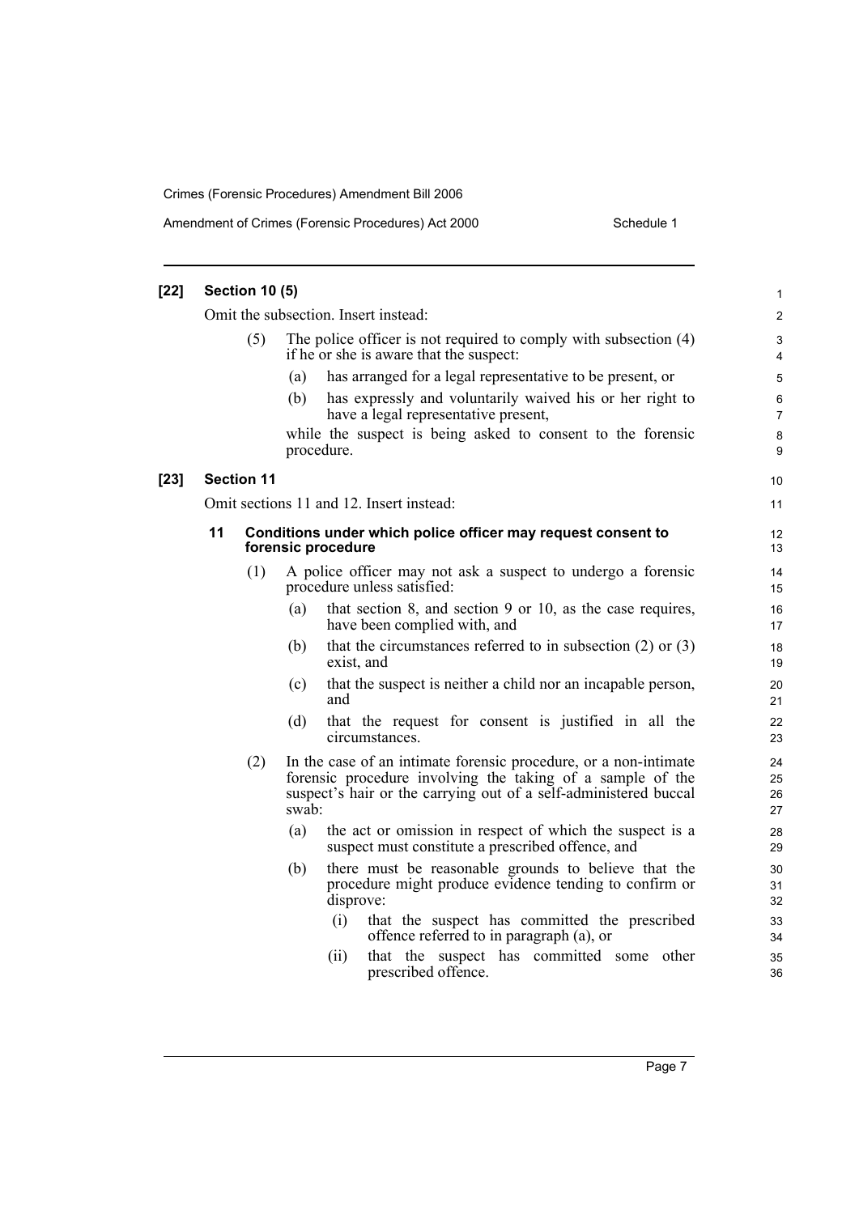**[22] Section 10 (5)**

Omit the subsection. Insert instead:

(5) The police officer is not required to comply with subsection (4) if he or she is aware that the suspect:

- (a) has arranged for a legal representative to be present, or
- (b) has expressly and voluntarily waived his or her right to have a legal representative present,

while the suspect is being asked to consent to the forensic procedure.

**[23] Section 11**

Omit sections 11 and 12. Insert instead:

### 11 Conditions under which police officer may request consent to forensic procedure

(1) A police officer may not ask a suspect to undergo a forensic procedure unless satisfied:

- (a) that section 8, and section 9 or 10, as the case requires, have been complied with, and
- (b) that the circumstances referred to in subsection (2) or (3) exist, and
- (c) that the suspect is neither a child nor an incapable person, and
- (d) that the request for consent is justified in all the circumstances.

(2) In the case of an intimate forensic procedure, or a non-intimate forensic procedure involving the taking of a sample of the suspect's hair or the carrying out of a self-administered buccal swab:

- (a) the act or omission in respect of which the suspect is a suspect must constitute a prescribed offence, and
- (b) there must be reasonable grounds to believe that the procedure might produce evidence tending to confirm or disprove:
  - (i) that the suspect has committed the prescribed offence referred to in paragraph (a), or
  - (ii) that the suspect has committed some other prescribed offence.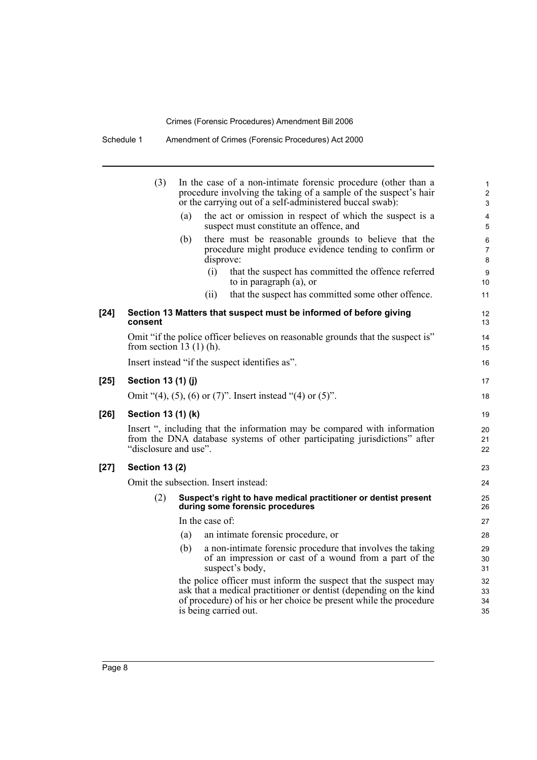(3) In the case of a non-intimate forensic procedure (other than a procedure involving the taking of a sample of the suspect's hair or the carrying out of a self-administered buccal swab):

(a) the act or omission in respect of which the suspect is a suspect must constitute an offence, and

(b) there must be reasonable grounds to believe that the procedure might produce evidence tending to confirm or disprove:

(i) that the suspect has committed the offence referred to in paragraph (a), or

(ii) that the suspect has committed some other offence.

**[24] Section 13 Matters that suspect must be informed of before giving consent**

Omit "if the police officer believes on reasonable grounds that the suspect is" from section 13 (1) (h).

Insert instead "if the suspect identifies as".

**[25] Section 13 (1) (j)**

Omit "(4), (5), (6) or (7)". Insert instead "(4) or (5)".

**[26] Section 13 (1) (k)**

Insert ", including that the information may be compared with information from the DNA database systems of other participating jurisdictions" after "disclosure and use".

**[27] Section 13 (2)**

Omit the subsection. Insert instead:

(2) **Suspect's right to have medical practitioner or dentist present during some forensic procedures**

In the case of:

(a) an intimate forensic procedure, or

(b) a non-intimate forensic procedure that involves the taking of an impression or cast of a wound from a part of the suspect's body,

the police officer must inform the suspect that the suspect may ask that a medical practitioner or dentist (depending on the kind of procedure) of his or her choice be present while the procedure is being carried out.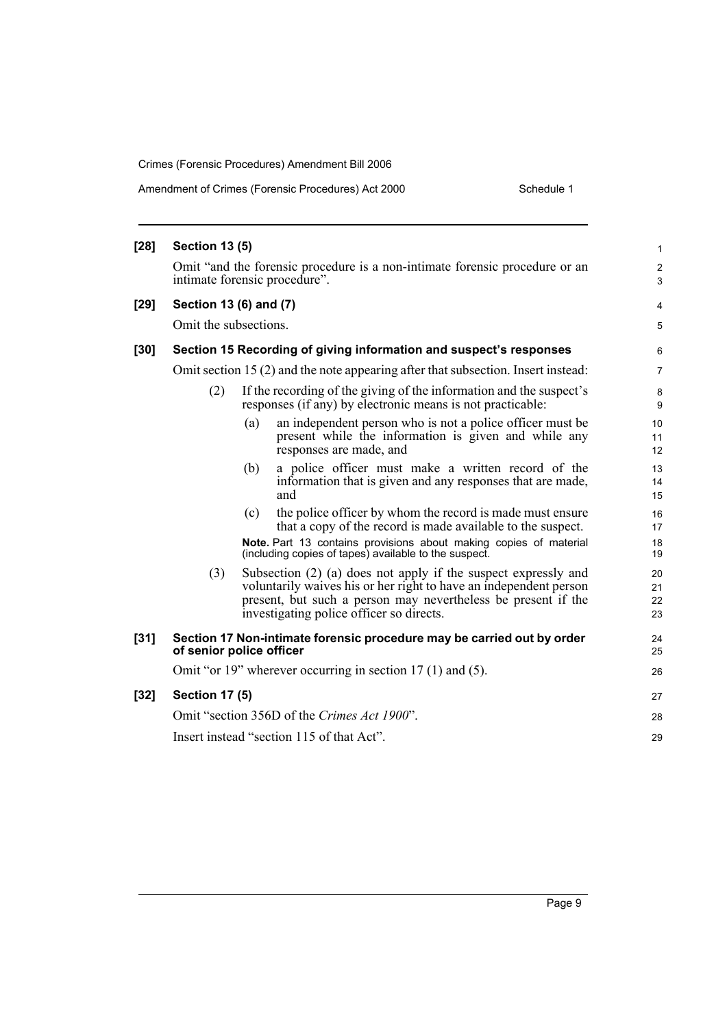**[28] Section 13 (5)**

Omit "and the forensic procedure is a non-intimate forensic procedure or an intimate forensic procedure".

**[29] Section 13 (6) and (7)**

Omit the subsections.

**[30] Section 15 Recording of giving information and suspect's responses**

Omit section 15 (2) and the note appearing after that subsection. Insert instead:

(2) If the recording of the giving of the information and the suspect's responses (if any) by electronic means is not practicable:

(a) an independent person who is not a police officer must be present while the information is given and while any responses are made, and

(b) a police officer must make a written record of the information that is given and any responses that are made, and

(c) the police officer by whom the record is made must ensure that a copy of the record is made available to the suspect.

**Note.** Part 13 contains provisions about making copies of material (including copies of tapes) available to the suspect.

(3) Subsection (2) (a) does not apply if the suspect expressly and voluntarily waives his or her right to have an independent person present, but such a person may nevertheless be present if the investigating police officer so directs.

**[31] Section 17 Non-intimate forensic procedure may be carried out by order of senior police officer**

Omit "or 19" wherever occurring in section 17 (1) and (5).

**[32] Section 17 (5)**

Omit "section 356D of the *Crimes Act 1900*".

Insert instead "section 115 of that Act".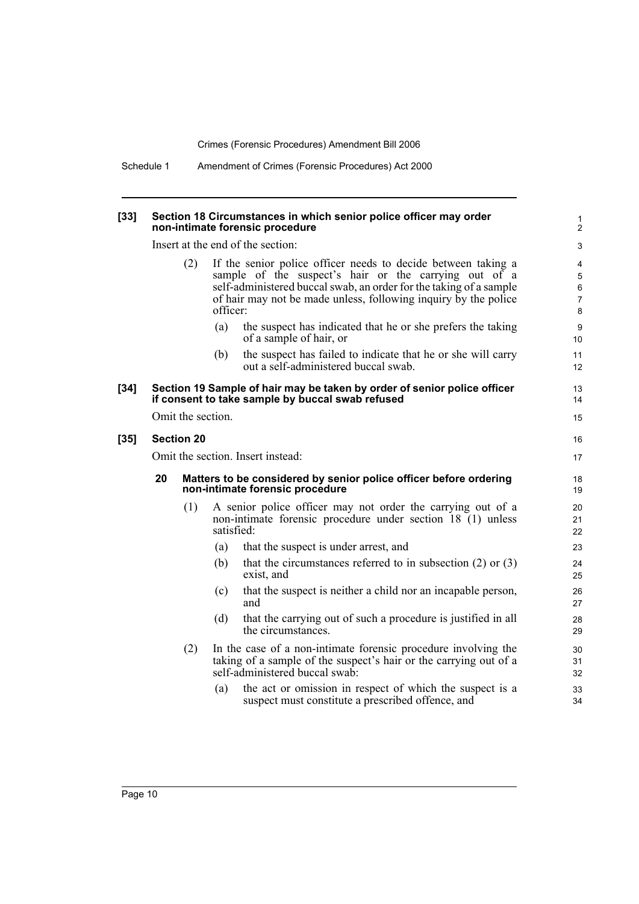**[33] Section 18 Circumstances in which senior police officer may order non-intimate forensic procedure**

Insert at the end of the section:

(2) If the senior police officer needs to decide between taking a sample of the suspect's hair or the carrying out of a self-administered buccal swab, an order for the taking of a sample of hair may not be made unless, following inquiry by the police officer:

(a) the suspect has indicated that he or she prefers the taking of a sample of hair, or

(b) the suspect has failed to indicate that he or she will carry out a self-administered buccal swab.

**[34] Section 19 Sample of hair may be taken by order of senior police officer if consent to take sample by buccal swab refused**

Omit the section.

**[35] Section 20**

Omit the section. Insert instead:

**20 Matters to be considered by senior police officer before ordering non-intimate forensic procedure**

(1) A senior police officer may not order the carrying out of a non-intimate forensic procedure under section 18 (1) unless satisfied:

(a) that the suspect is under arrest, and

(b) that the circumstances referred to in subsection (2) or (3) exist, and

(c) that the suspect is neither a child nor an incapable person, and

(d) that the carrying out of such a procedure is justified in all the circumstances.

(2) In the case of a non-intimate forensic procedure involving the taking of a sample of the suspect's hair or the carrying out of a self-administered buccal swab:

(a) the act or omission in respect of which the suspect is a suspect must constitute a prescribed offence, and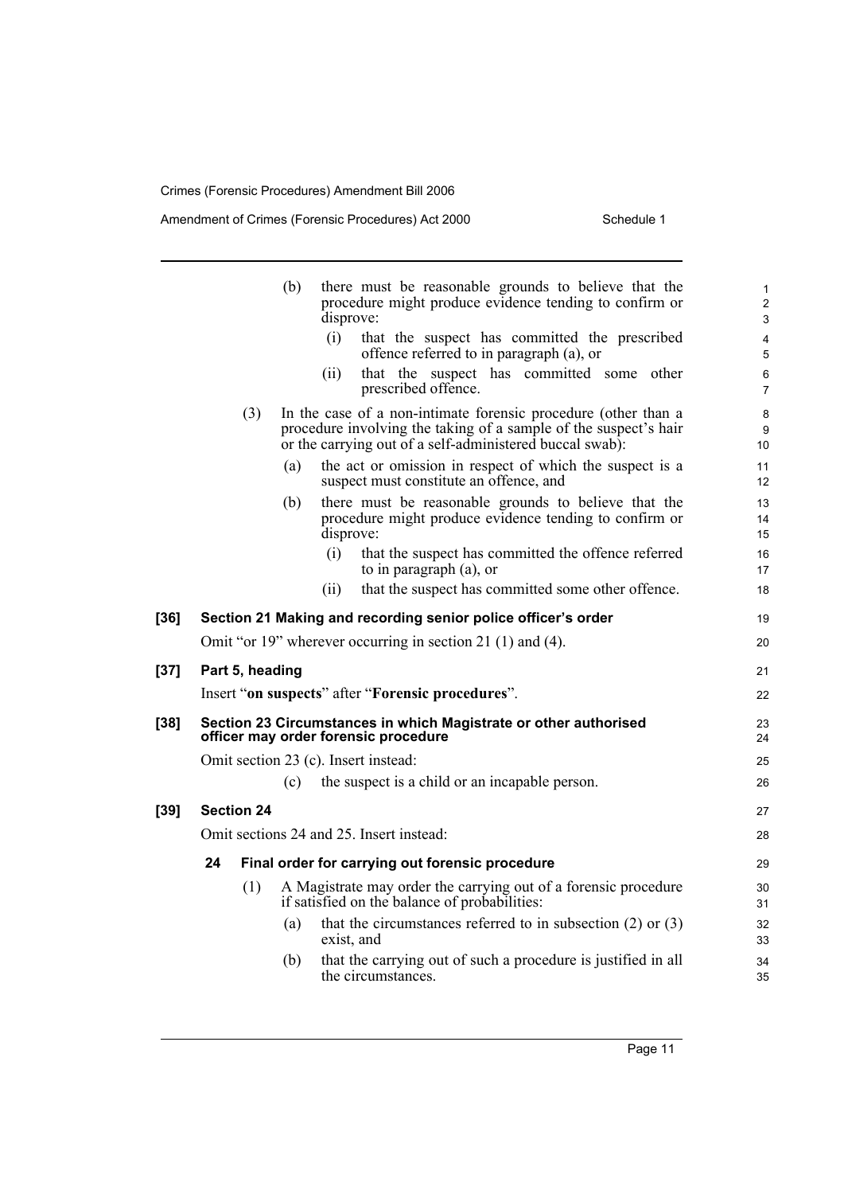(b) there must be reasonable grounds to believe that the procedure might produce evidence tending to confirm or disprove:

(i) that the suspect has committed the prescribed offence referred to in paragraph (a), or

(ii) that the suspect has committed some other prescribed offence.

(3) In the case of a non-intimate forensic procedure (other than a procedure involving the taking of a sample of the suspect's hair or the carrying out of a self-administered buccal swab):

(a) the act or omission in respect of which the suspect is a suspect must constitute an offence, and

(b) there must be reasonable grounds to believe that the procedure might produce evidence tending to confirm or disprove:

(i) that the suspect has committed the offence referred to in paragraph (a), or

(ii) that the suspect has committed some other offence.

**[36] Section 21 Making and recording senior police officer's order**

Omit "or 19" wherever occurring in section 21 (1) and (4).

**[37] Part 5, heading**

Insert "**on suspects**" after "**Forensic procedures**".

**[38] Section 23 Circumstances in which Magistrate or other authorised officer may order forensic procedure**

Omit section 23 (c). Insert instead:

(c) the suspect is a child or an incapable person.

**[39] Section 24**

Omit sections 24 and 25. Insert instead:

**24 Final order for carrying out forensic procedure**

(1) A Magistrate may order the carrying out of a forensic procedure if satisfied on the balance of probabilities:

(a) that the circumstances referred to in subsection (2) or (3) exist, and

(b) that the carrying out of such a procedure is justified in all the circumstances.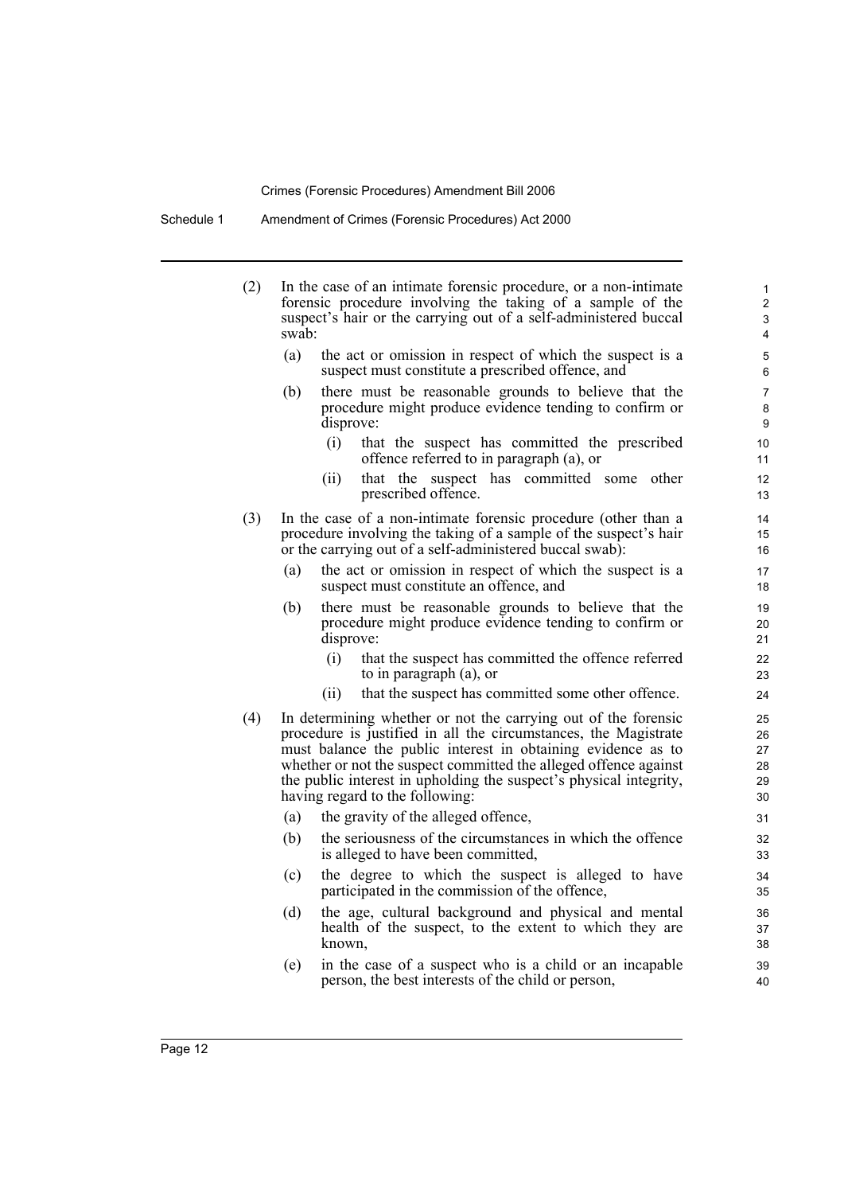(2) In the case of an intimate forensic procedure, or a non-intimate forensic procedure involving the taking of a sample of the suspect's hair or the carrying out of a self-administered buccal swab:

(a) the act or omission in respect of which the suspect is a suspect must constitute a prescribed offence, and

(b) there must be reasonable grounds to believe that the procedure might produce evidence tending to confirm or disprove:

(i) that the suspect has committed the prescribed offence referred to in paragraph (a), or

(ii) that the suspect has committed some other prescribed offence.

(3) In the case of a non-intimate forensic procedure (other than a procedure involving the taking of a sample of the suspect's hair or the carrying out of a self-administered buccal swab):

(a) the act or omission in respect of which the suspect is a suspect must constitute an offence, and

(b) there must be reasonable grounds to believe that the procedure might produce evidence tending to confirm or disprove:

(i) that the suspect has committed the offence referred to in paragraph (a), or

(ii) that the suspect has committed some other offence.

(4) In determining whether or not the carrying out of the forensic procedure is justified in all the circumstances, the Magistrate must balance the public interest in obtaining evidence as to whether or not the suspect committed the alleged offence against the public interest in upholding the suspect's physical integrity, having regard to the following:

(a) the gravity of the alleged offence,

(b) the seriousness of the circumstances in which the offence is alleged to have been committed,

(c) the degree to which the suspect is alleged to have participated in the commission of the offence,

(d) the age, cultural background and physical and mental health of the suspect, to the extent to which they are known,

(e) in the case of a suspect who is a child or an incapable person, the best interests of the child or person,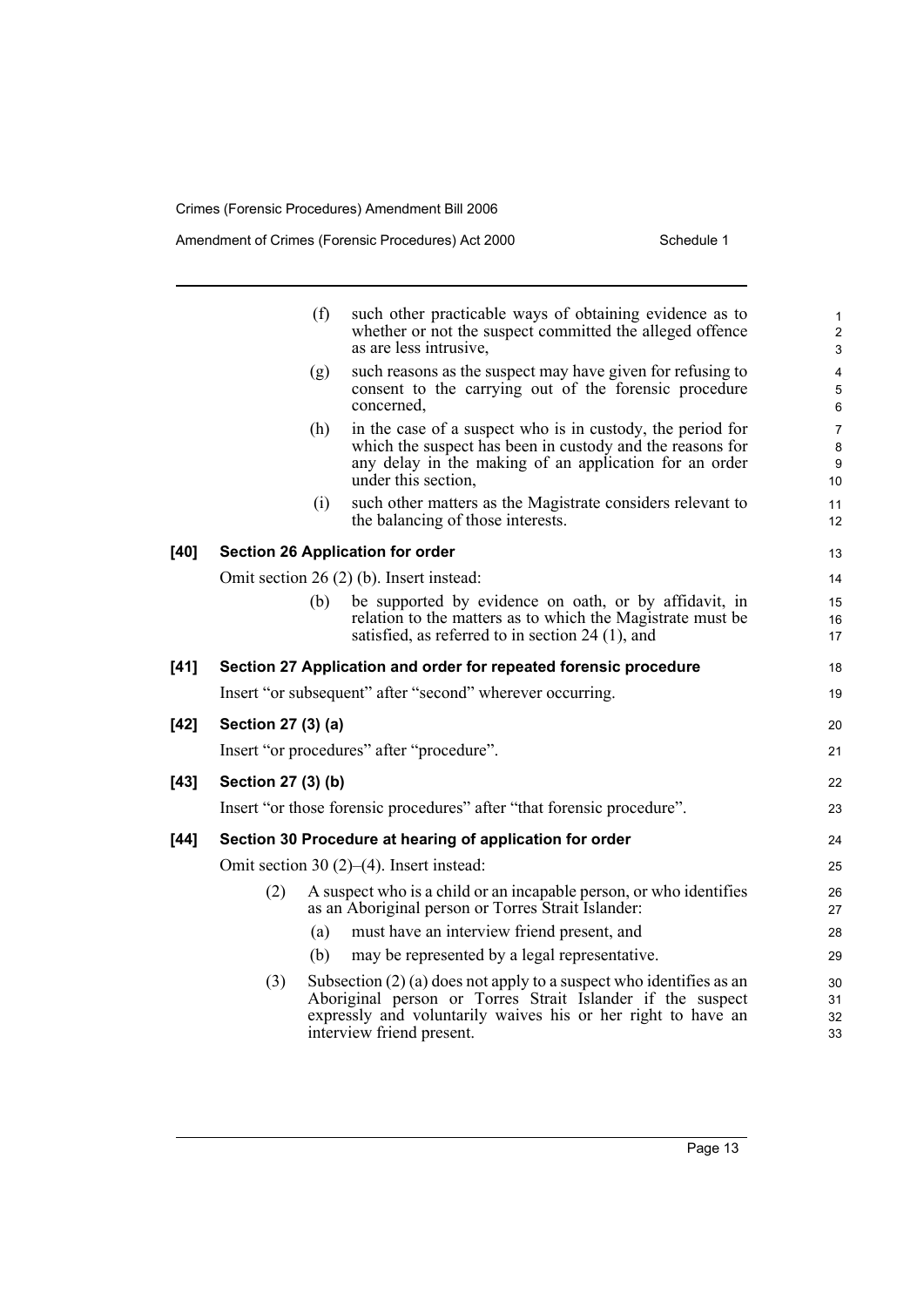(f) such other practicable ways of obtaining evidence as to whether or not the suspect committed the alleged offence as are less intrusive,

(g) such reasons as the suspect may have given for refusing to consent to the carrying out of the forensic procedure concerned,

(h) in the case of a suspect who is in custody, the period for which the suspect has been in custody and the reasons for any delay in the making of an application for an order under this section,

(i) such other matters as the Magistrate considers relevant to the balancing of those interests.

**[40] Section 26 Application for order**

Omit section 26 (2) (b). Insert instead:

(b) be supported by evidence on oath, or by affidavit, in relation to the matters as to which the Magistrate must be satisfied, as referred to in section 24 (1), and

**[41] Section 27 Application and order for repeated forensic procedure**

Insert "or subsequent" after "second" wherever occurring.

**[42] Section 27 (3) (a)**

Insert "or procedures" after "procedure".

**[43] Section 27 (3) (b)**

Insert "or those forensic procedures" after "that forensic procedure".

**[44] Section 30 Procedure at hearing of application for order**

Omit section 30 (2)–(4). Insert instead:

(2) A suspect who is a child or an incapable person, or who identifies as an Aboriginal person or Torres Strait Islander:

(a) must have an interview friend present, and

(b) may be represented by a legal representative.

(3) Subsection (2) (a) does not apply to a suspect who identifies as an Aboriginal person or Torres Strait Islander if the suspect expressly and voluntarily waives his or her right to have an interview friend present.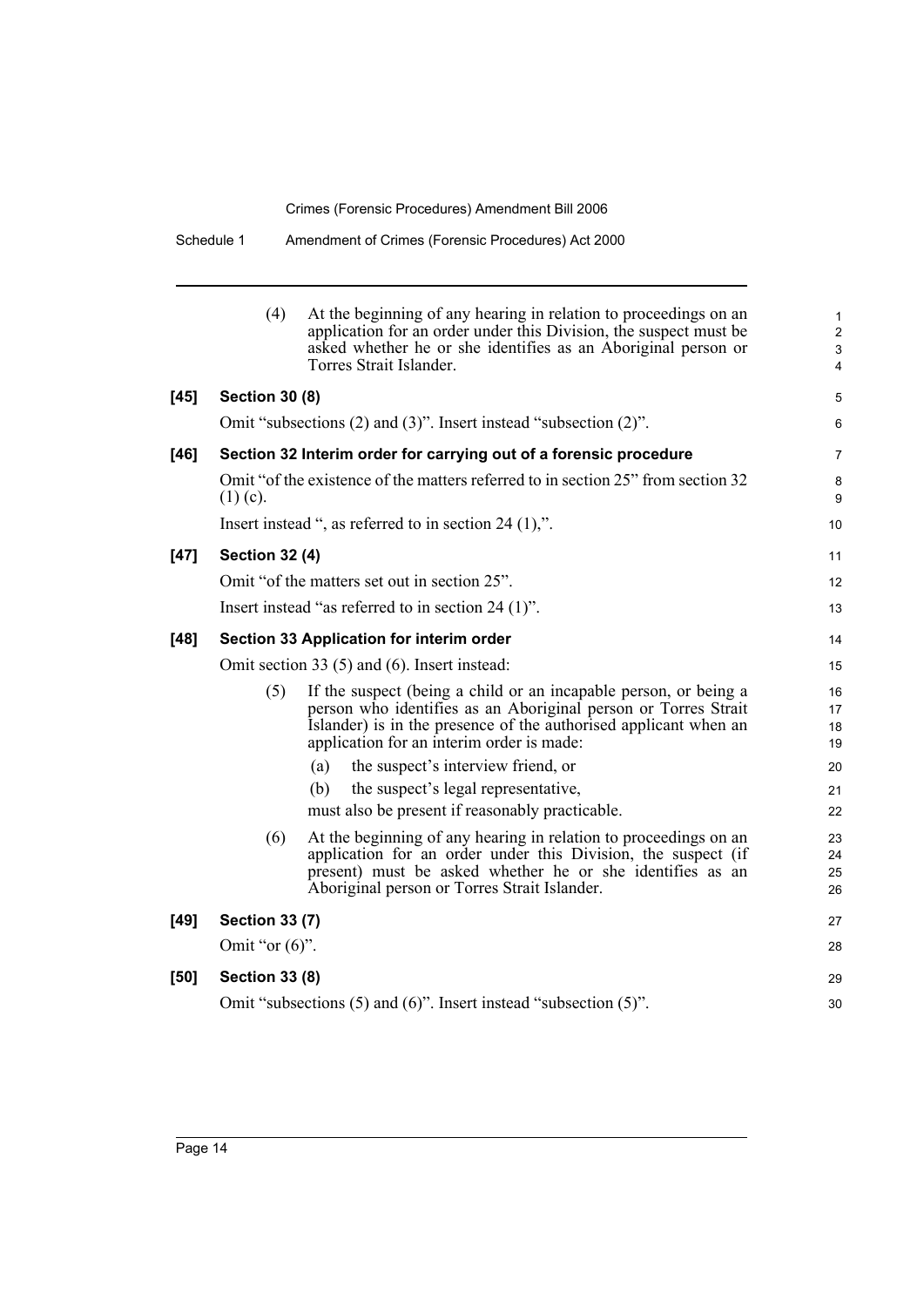(4) At the beginning of any hearing in relation to proceedings on an application for an order under this Division, the suspect must be asked whether he or she identifies as an Aboriginal person or Torres Strait Islander.

**[45] Section 30 (8)**

Omit "subsections (2) and (3)". Insert instead "subsection (2)".

**[46] Section 32 Interim order for carrying out of a forensic procedure**

Omit "of the existence of the matters referred to in section 25" from section 32 (1) (c).

Insert instead ", as referred to in section 24 (1),".

**[47] Section 32 (4)**

Omit "of the matters set out in section 25".

Insert instead "as referred to in section 24 (1)".

**[48] Section 33 Application for interim order**

Omit section 33 (5) and (6). Insert instead:

(5) If the suspect (being a child or an incapable person, or being a person who identifies as an Aboriginal person or Torres Strait Islander) is in the presence of the authorised applicant when an application for an interim order is made:

(a) the suspect's interview friend, or

(b) the suspect's legal representative,

must also be present if reasonably practicable.

(6) At the beginning of any hearing in relation to proceedings on an application for an order under this Division, the suspect (if present) must be asked whether he or she identifies as an Aboriginal person or Torres Strait Islander.

**[49] Section 33 (7)**

Omit "or (6)".

**[50] Section 33 (8)**

Omit "subsections (5) and (6)". Insert instead "subsection (5)".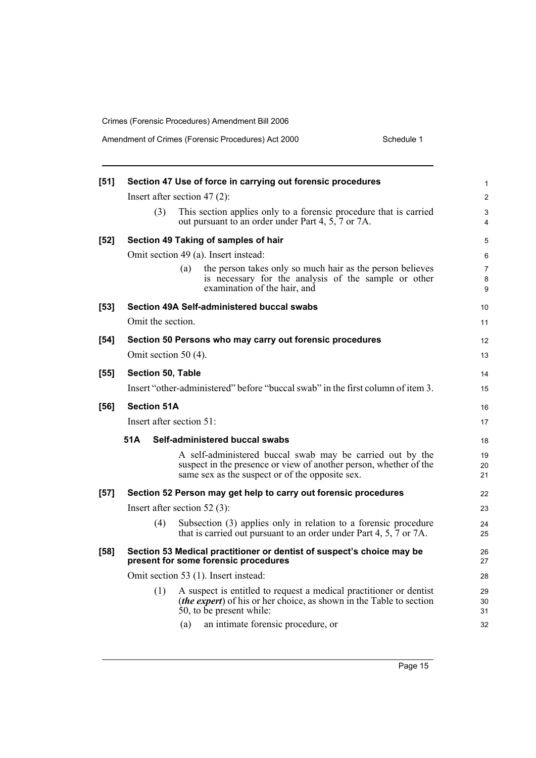**[51] Section 47 Use of force in carrying out forensic procedures**

Insert after section 47 (2):

(3) This section applies only to a forensic procedure that is carried out pursuant to an order under Part 4, 5, 7 or 7A.

**[52] Section 49 Taking of samples of hair**

Omit section 49 (a). Insert instead:

(a) the person takes only so much hair as the person believes is necessary for the analysis of the sample or other examination of the hair, and

**[53] Section 49A Self-administered buccal swabs**

Omit the section.

**[54] Section 50 Persons who may carry out forensic procedures**

Omit section 50 (4).

**[55] Section 50, Table**

Insert "other-administered" before "buccal swab" in the first column of item 3.

**[56] Section 51A**

Insert after section 51:

**51A Self-administered buccal swabs**

A self-administered buccal swab may be carried out by the suspect in the presence or view of another person, whether of the same sex as the suspect or of the opposite sex.

**[57] Section 52 Person may get help to carry out forensic procedures**

Insert after section 52 (3):

(4) Subsection (3) applies only in relation to a forensic procedure that is carried out pursuant to an order under Part 4, 5, 7 or 7A.

**[58] Section 53 Medical practitioner or dentist of suspect's choice may be present for some forensic procedures**

Omit section 53 (1). Insert instead:

(1) A suspect is entitled to request a medical practitioner or dentist (***the expert***) of his or her choice, as shown in the Table to section 50, to be present while:

(a) an intimate forensic procedure, or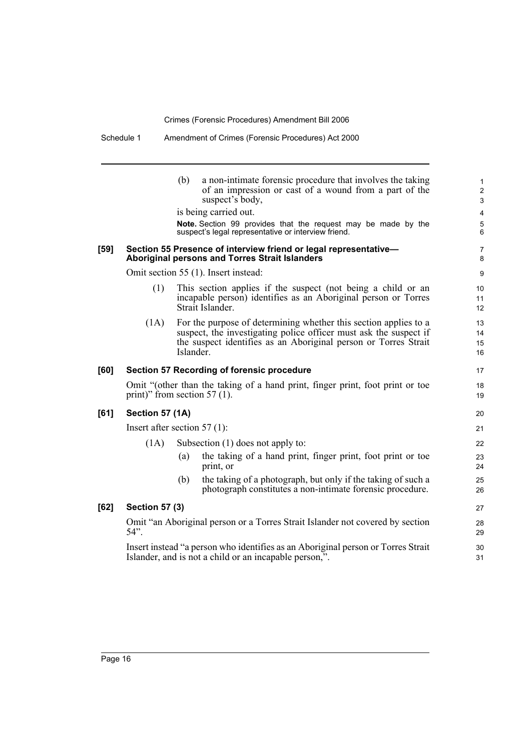(b) a non-intimate forensic procedure that involves the taking of an impression or cast of a wound from a part of the suspect's body,

is being carried out.

**Note.** Section 99 provides that the request may be made by the suspect's legal representative or interview friend.

### [59] Section 55 Presence of interview friend or legal representative—Aboriginal persons and Torres Strait Islanders

Omit section 55 (1). Insert instead:

(1) This section applies if the suspect (not being a child or an incapable person) identifies as an Aboriginal person or Torres Strait Islander.

(1A) For the purpose of determining whether this section applies to a suspect, the investigating police officer must ask the suspect if the suspect identifies as an Aboriginal person or Torres Strait Islander.

### [60] Section 57 Recording of forensic procedure

Omit "(other than the taking of a hand print, finger print, foot print or toe print)" from section 57 (1).

### [61] Section 57 (1A)

Insert after section 57 (1):

(1A) Subsection (1) does not apply to:

(a) the taking of a hand print, finger print, foot print or toe print, or

(b) the taking of a photograph, but only if the taking of such a photograph constitutes a non-intimate forensic procedure.

### [62] Section 57 (3)

Omit "an Aboriginal person or a Torres Strait Islander not covered by section 54".

Insert instead "a person who identifies as an Aboriginal person or Torres Strait Islander, and is not a child or an incapable person,".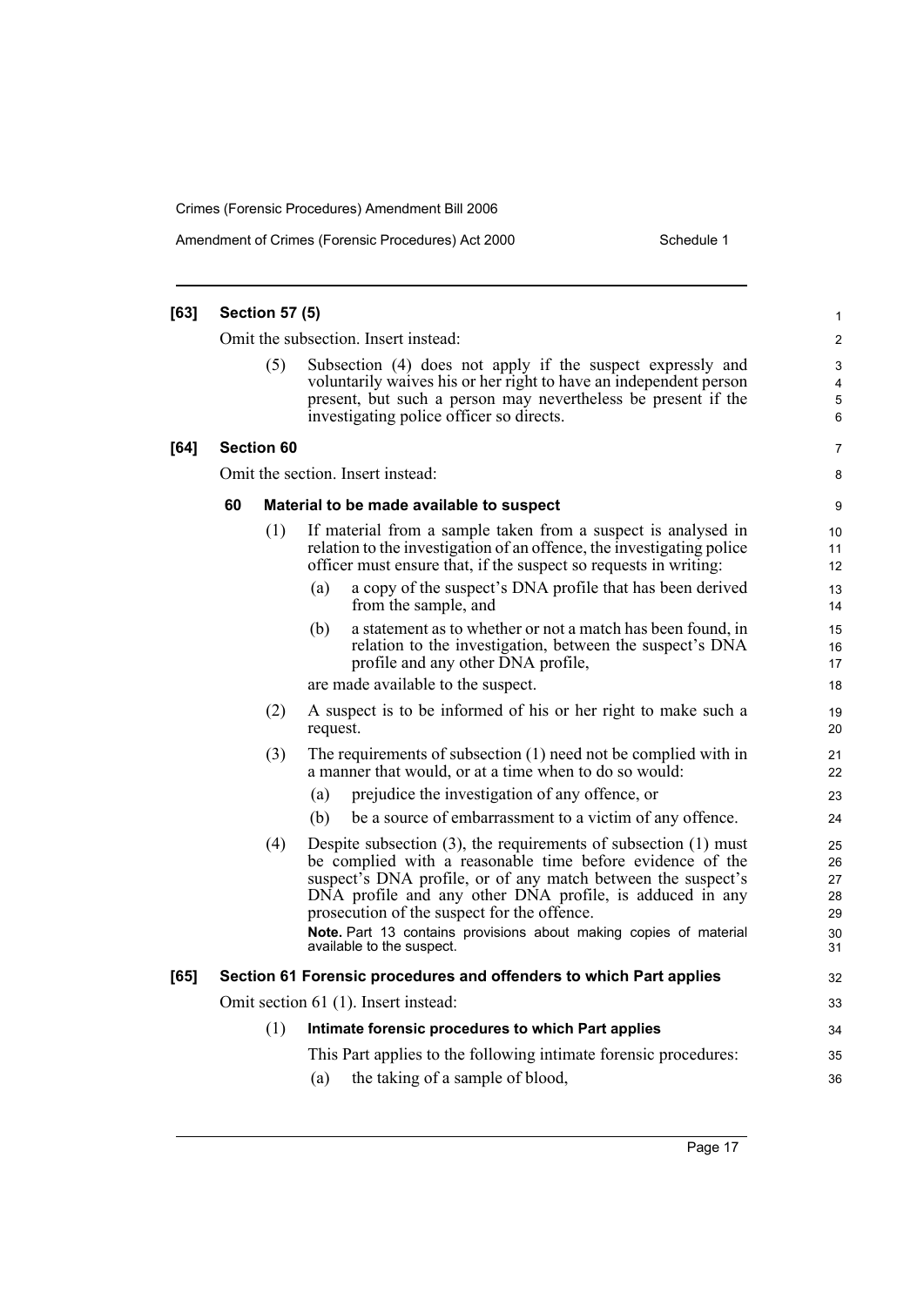**[63] Section 57 (5)**

Omit the subsection. Insert instead:

(5) Subsection (4) does not apply if the suspect expressly and voluntarily waives his or her right to have an independent person present, but such a person may nevertheless be present if the investigating police officer so directs.

**[64] Section 60**

Omit the section. Insert instead:

**60 Material to be made available to suspect**

(1) If material from a sample taken from a suspect is analysed in relation to the investigation of an offence, the investigating police officer must ensure that, if the suspect so requests in writing:

(a) a copy of the suspect's DNA profile that has been derived from the sample, and

(b) a statement as to whether or not a match has been found, in relation to the investigation, between the suspect's DNA profile and any other DNA profile,

are made available to the suspect.

(2) A suspect is to be informed of his or her right to make such a request.

(3) The requirements of subsection (1) need not be complied with in a manner that would, or at a time when to do so would:

(a) prejudice the investigation of any offence, or

(b) be a source of embarrassment to a victim of any offence.

(4) Despite subsection (3), the requirements of subsection (1) must be complied with a reasonable time before evidence of the suspect's DNA profile, or of any match between the suspect's DNA profile and any other DNA profile, is adduced in any prosecution of the suspect for the offence.

**Note.** Part 13 contains provisions about making copies of material available to the suspect.

**[65] Section 61 Forensic procedures and offenders to which Part applies**

Omit section 61 (1). Insert instead:

(1) **Intimate forensic procedures to which Part applies**

This Part applies to the following intimate forensic procedures:

(a) the taking of a sample of blood,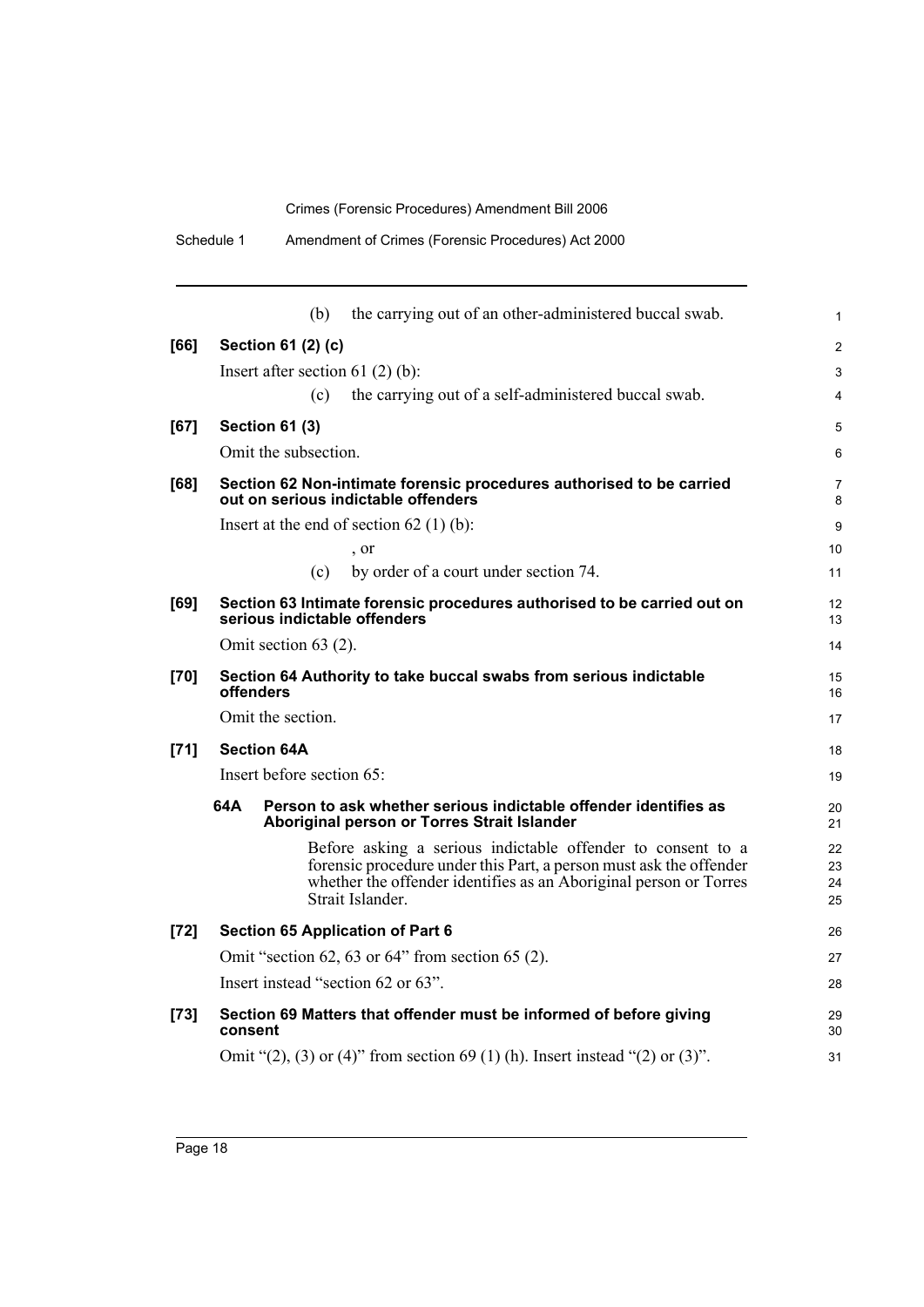(b) the carrying out of an other-administered buccal swab.

**[66] Section 61 (2) (c)**

Insert after section 61 (2) (b):

(c) the carrying out of a self-administered buccal swab.

**[67] Section 61 (3)**

Omit the subsection.

**[68] Section 62 Non-intimate forensic procedures authorised to be carried out on serious indictable offenders**

Insert at the end of section 62 (1) (b):

, or

(c) by order of a court under section 74.

**[69] Section 63 Intimate forensic procedures authorised to be carried out on serious indictable offenders**

Omit section 63 (2).

**[70] Section 64 Authority to take buccal swabs from serious indictable offenders**

Omit the section.

**[71] Section 64A**

Insert before section 65:

**64A Person to ask whether serious indictable offender identifies as Aboriginal person or Torres Strait Islander**

Before asking a serious indictable offender to consent to a forensic procedure under this Part, a person must ask the offender whether the offender identifies as an Aboriginal person or Torres Strait Islander.

**[72] Section 65 Application of Part 6**

Omit "section 62, 63 or 64" from section 65 (2).

Insert instead "section 62 or 63".

**[73] Section 69 Matters that offender must be informed of before giving consent**

Omit "(2), (3) or (4)" from section 69 (1) (h). Insert instead "(2) or (3)".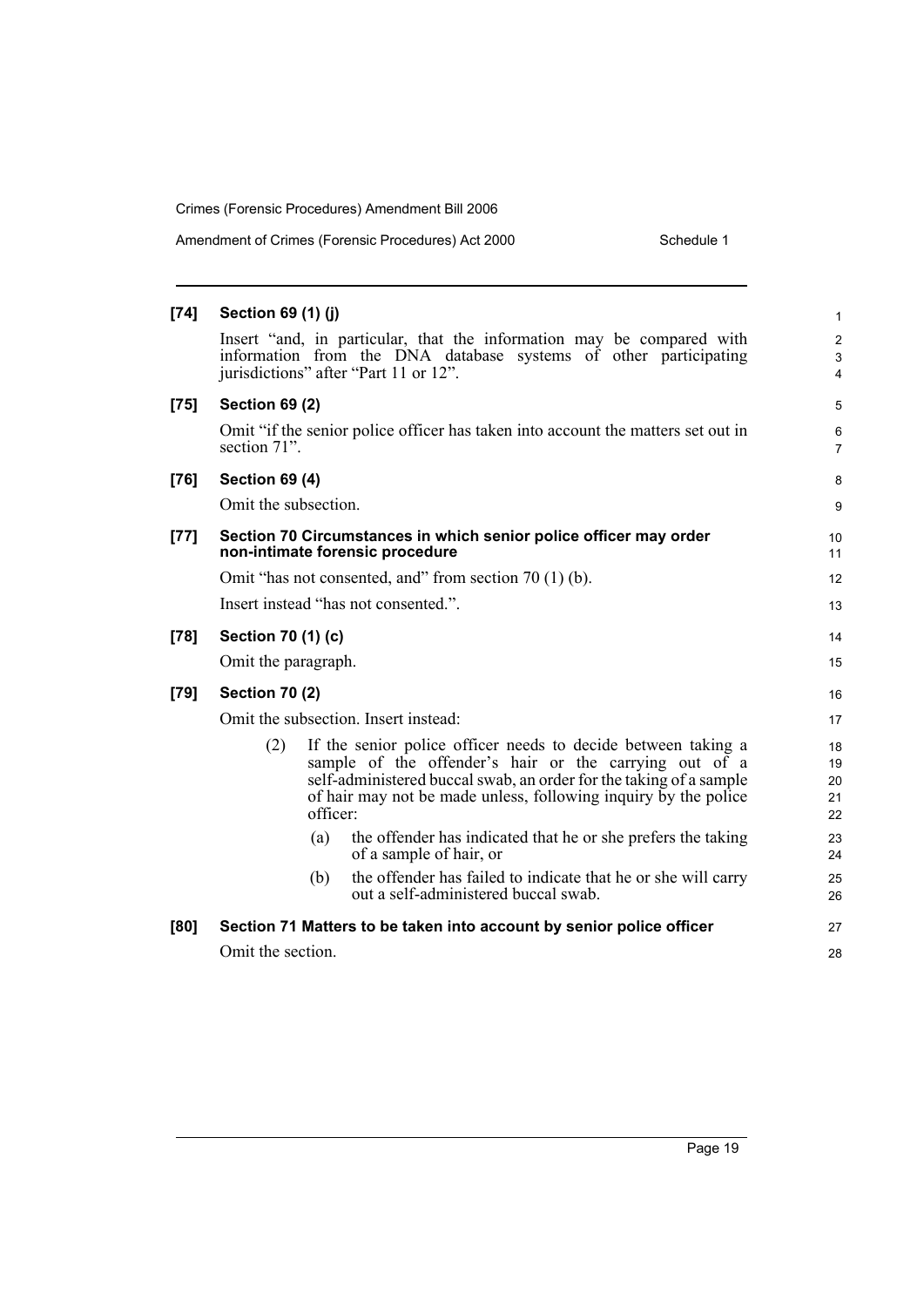**[74] Section 69 (1) (j)**

Insert "and, in particular, that the information may be compared with information from the DNA database systems of other participating jurisdictions" after "Part 11 or 12".

**[75] Section 69 (2)**

Omit "if the senior police officer has taken into account the matters set out in section 71".

**[76] Section 69 (4)**

Omit the subsection.

**[77] Section 70 Circumstances in which senior police officer may order non-intimate forensic procedure**

Omit "has not consented, and" from section 70 (1) (b).

Insert instead "has not consented.".

**[78] Section 70 (1) (c)**

Omit the paragraph.

**[79] Section 70 (2)**

Omit the subsection. Insert instead:

(2) If the senior police officer needs to decide between taking a sample of the offender's hair or the carrying out of a self-administered buccal swab, an order for the taking of a sample of hair may not be made unless, following inquiry by the police officer:

(a) the offender has indicated that he or she prefers the taking of a sample of hair, or

(b) the offender has failed to indicate that he or she will carry out a self-administered buccal swab.

**[80] Section 71 Matters to be taken into account by senior police officer**

Omit the section.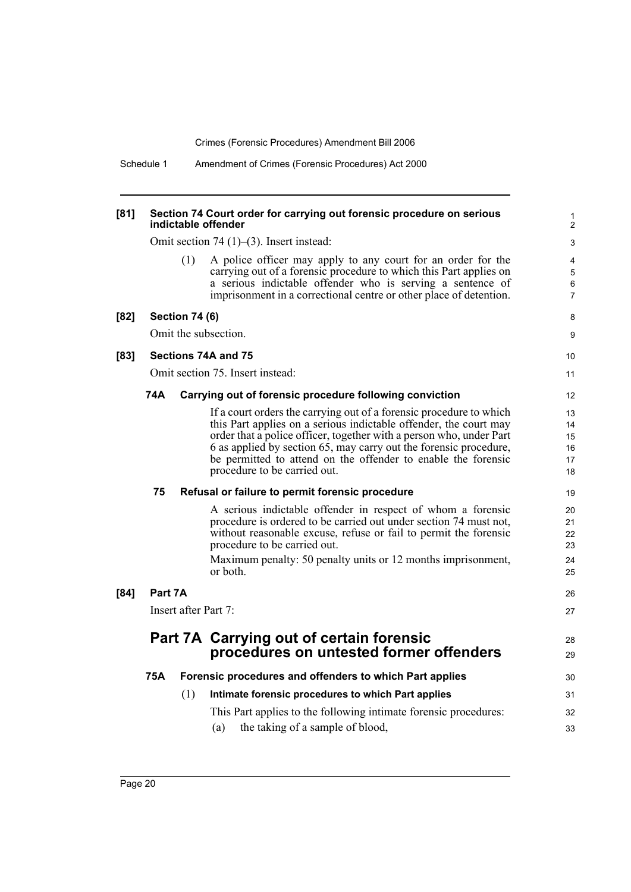**[81] Section 74 Court order for carrying out forensic procedure on serious indictable offender**

Omit section 74 (1)–(3). Insert instead:

(1) A police officer may apply to any court for an order for the carrying out of a forensic procedure to which this Part applies on a serious indictable offender who is serving a sentence of imprisonment in a correctional centre or other place of detention.

**[82] Section 74 (6)**

Omit the subsection.

**[83] Sections 74A and 75**

Omit section 75. Insert instead:

**74A Carrying out of forensic procedure following conviction**

If a court orders the carrying out of a forensic procedure to which this Part applies on a serious indictable offender, the court may order that a police officer, together with a person who, under Part 6 as applied by section 65, may carry out the forensic procedure, be permitted to attend on the offender to enable the forensic procedure to be carried out.

**75 Refusal or failure to permit forensic procedure**

A serious indictable offender in respect of whom a forensic procedure is ordered to be carried out under section 74 must not, without reasonable excuse, refuse or fail to permit the forensic procedure to be carried out.

Maximum penalty: 50 penalty units or 12 months imprisonment, or both.

**[84] Part 7A**

Insert after Part 7:

# Part 7A Carrying out of certain forensic procedures on untested former offenders

**75A Forensic procedures and offenders to which Part applies**

(1) **Intimate forensic procedures to which Part applies**

This Part applies to the following intimate forensic procedures:

(a) the taking of a sample of blood,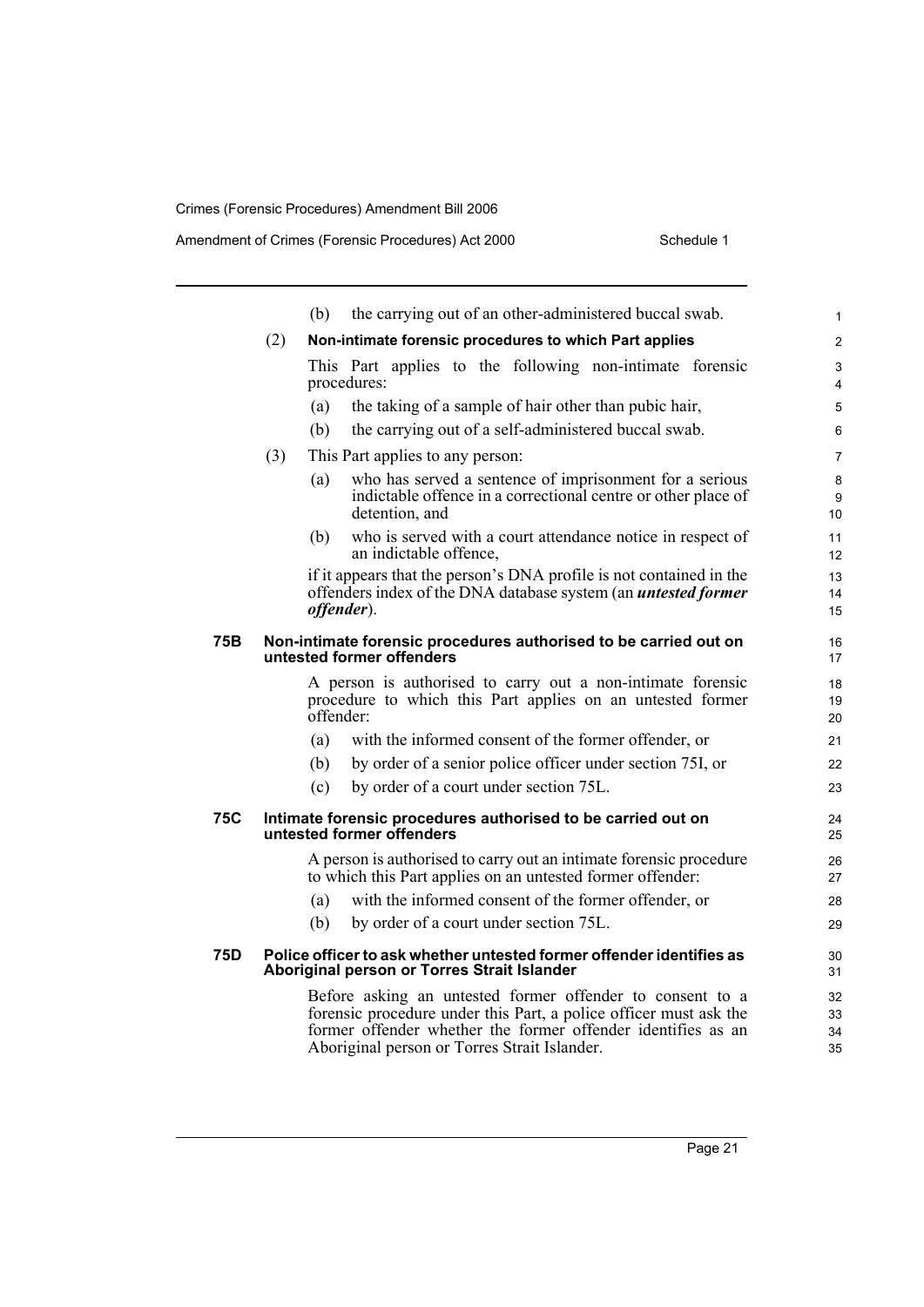(b) the carrying out of an other-administered buccal swab.

(2) **Non-intimate forensic procedures to which Part applies**

This Part applies to the following non-intimate forensic procedures:

(a) the taking of a sample of hair other than pubic hair,

(b) the carrying out of a self-administered buccal swab.

(3) This Part applies to any person:

(a) who has served a sentence of imprisonment for a serious indictable offence in a correctional centre or other place of detention, and

(b) who is served with a court attendance notice in respect of an indictable offence,

if it appears that the person's DNA profile is not contained in the offenders index of the DNA database system (an ***untested former offender***).

### 75B Non-intimate forensic procedures authorised to be carried out on untested former offenders

A person is authorised to carry out a non-intimate forensic procedure to which this Part applies on an untested former offender:

(a) with the informed consent of the former offender, or

(b) by order of a senior police officer under section 75I, or

(c) by order of a court under section 75L.

### 75C Intimate forensic procedures authorised to be carried out on untested former offenders

A person is authorised to carry out an intimate forensic procedure to which this Part applies on an untested former offender:

(a) with the informed consent of the former offender, or

(b) by order of a court under section 75L.

### 75D Police officer to ask whether untested former offender identifies as Aboriginal person or Torres Strait Islander

Before asking an untested former offender to consent to a forensic procedure under this Part, a police officer must ask the former offender whether the former offender identifies as an Aboriginal person or Torres Strait Islander.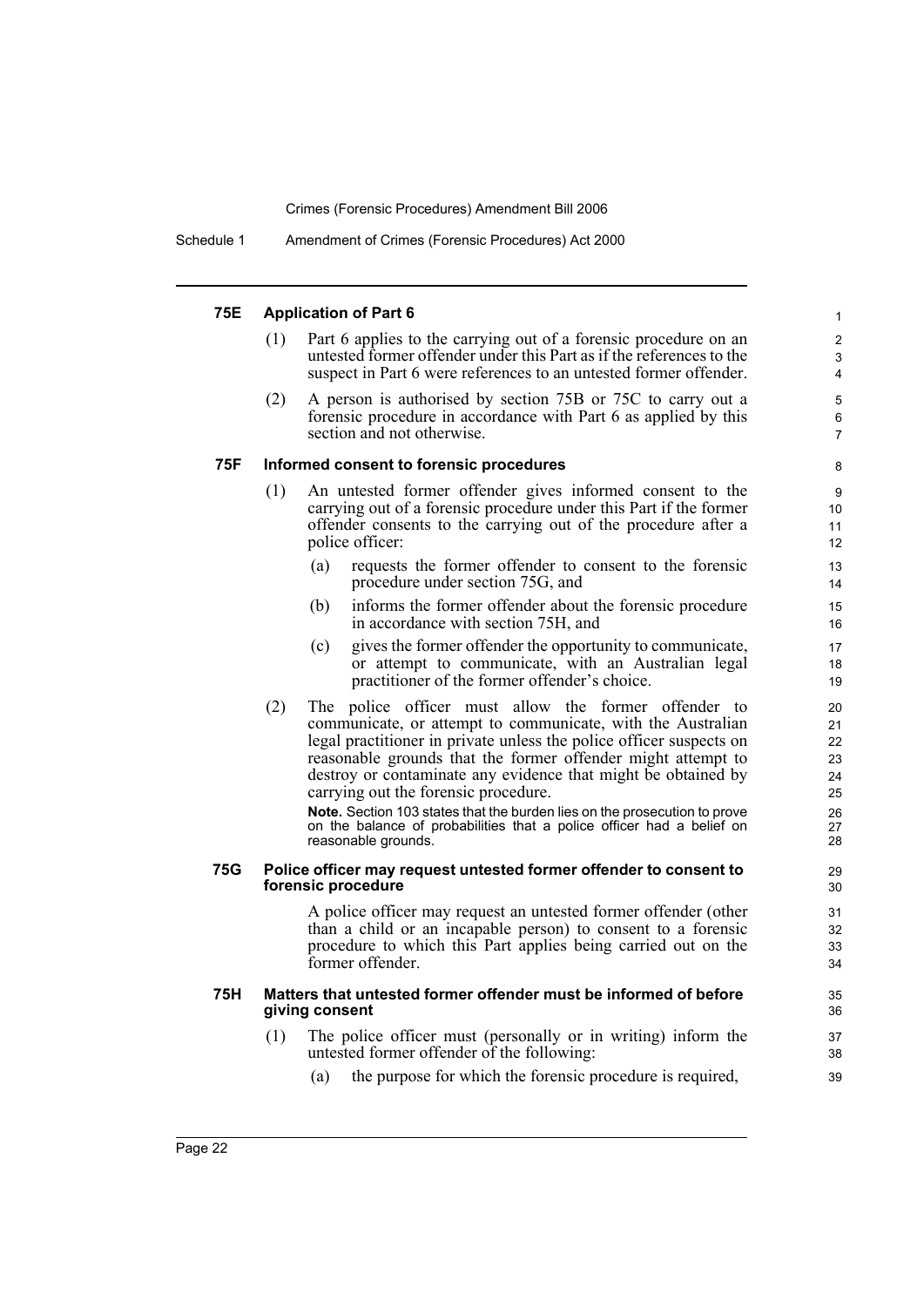### 75E Application of Part 6

(1) Part 6 applies to the carrying out of a forensic procedure on an untested former offender under this Part as if the references to the suspect in Part 6 were references to an untested former offender.

(2) A person is authorised by section 75B or 75C to carry out a forensic procedure in accordance with Part 6 as applied by this section and not otherwise.

### 75F Informed consent to forensic procedures

(1) An untested former offender gives informed consent to the carrying out of a forensic procedure under this Part if the former offender consents to the carrying out of the procedure after a police officer:

(a) requests the former offender to consent to the forensic procedure under section 75G, and

(b) informs the former offender about the forensic procedure in accordance with section 75H, and

(c) gives the former offender the opportunity to communicate, or attempt to communicate, with an Australian legal practitioner of the former offender's choice.

(2) The police officer must allow the former offender to communicate, or attempt to communicate, with the Australian legal practitioner in private unless the police officer suspects on reasonable grounds that the former offender might attempt to destroy or contaminate any evidence that might be obtained by carrying out the forensic procedure.

**Note.** Section 103 states that the burden lies on the prosecution to prove on the balance of probabilities that a police officer had a belief on reasonable grounds.

### 75G Police officer may request untested former offender to consent to forensic procedure

A police officer may request an untested former offender (other than a child or an incapable person) to consent to a forensic procedure to which this Part applies being carried out on the former offender.

### 75H Matters that untested former offender must be informed of before giving consent

(1) The police officer must (personally or in writing) inform the untested former offender of the following:

(a) the purpose for which the forensic procedure is required,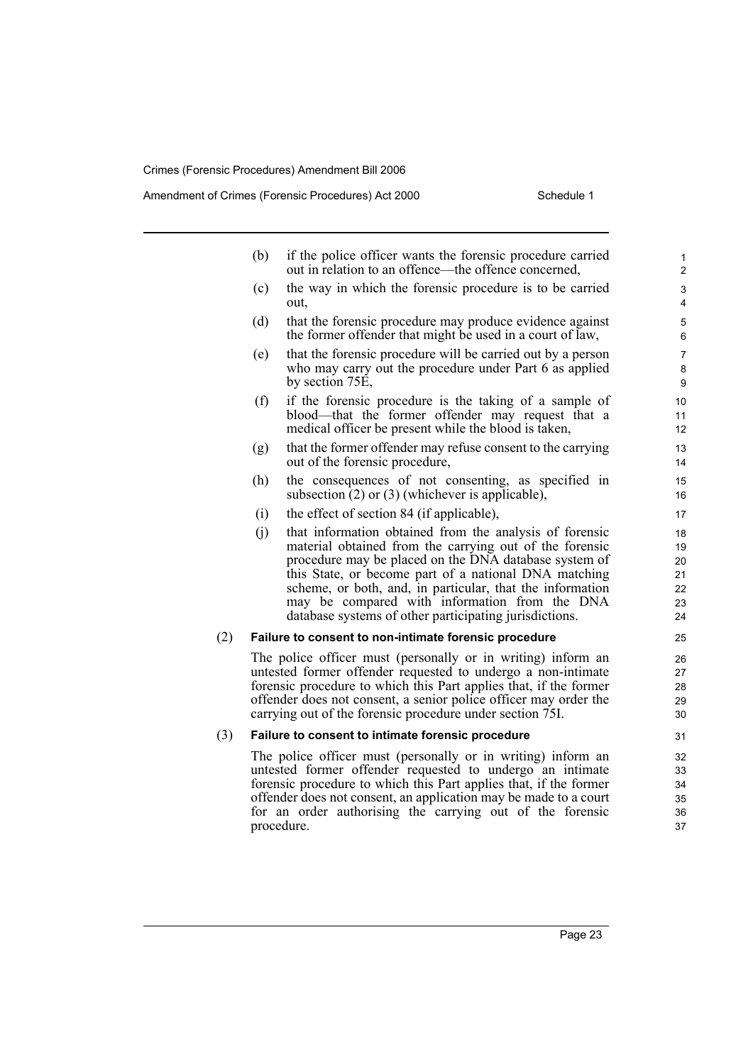(b) if the police officer wants the forensic procedure carried out in relation to an offence—the offence concerned,

(c) the way in which the forensic procedure is to be carried out,

(d) that the forensic procedure may produce evidence against the former offender that might be used in a court of law,

(e) that the forensic procedure will be carried out by a person who may carry out the procedure under Part 6 as applied by section 75E,

(f) if the forensic procedure is the taking of a sample of blood—that the former offender may request that a medical officer be present while the blood is taken,

(g) that the former offender may refuse consent to the carrying out of the forensic procedure,

(h) the consequences of not consenting, as specified in subsection (2) or (3) (whichever is applicable),

(i) the effect of section 84 (if applicable),

(j) that information obtained from the analysis of forensic material obtained from the carrying out of the forensic procedure may be placed on the DNA database system of this State, or become part of a national DNA matching scheme, or both, and, in particular, that the information may be compared with information from the DNA database systems of other participating jurisdictions.

(2) **Failure to consent to non-intimate forensic procedure**

The police officer must (personally or in writing) inform an untested former offender requested to undergo a non-intimate forensic procedure to which this Part applies that, if the former offender does not consent, a senior police officer may order the carrying out of the forensic procedure under section 75I.

(3) **Failure to consent to intimate forensic procedure**

The police officer must (personally or in writing) inform an untested former offender requested to undergo an intimate forensic procedure to which this Part applies that, if the former offender does not consent, an application may be made to a court for an order authorising the carrying out of the forensic procedure.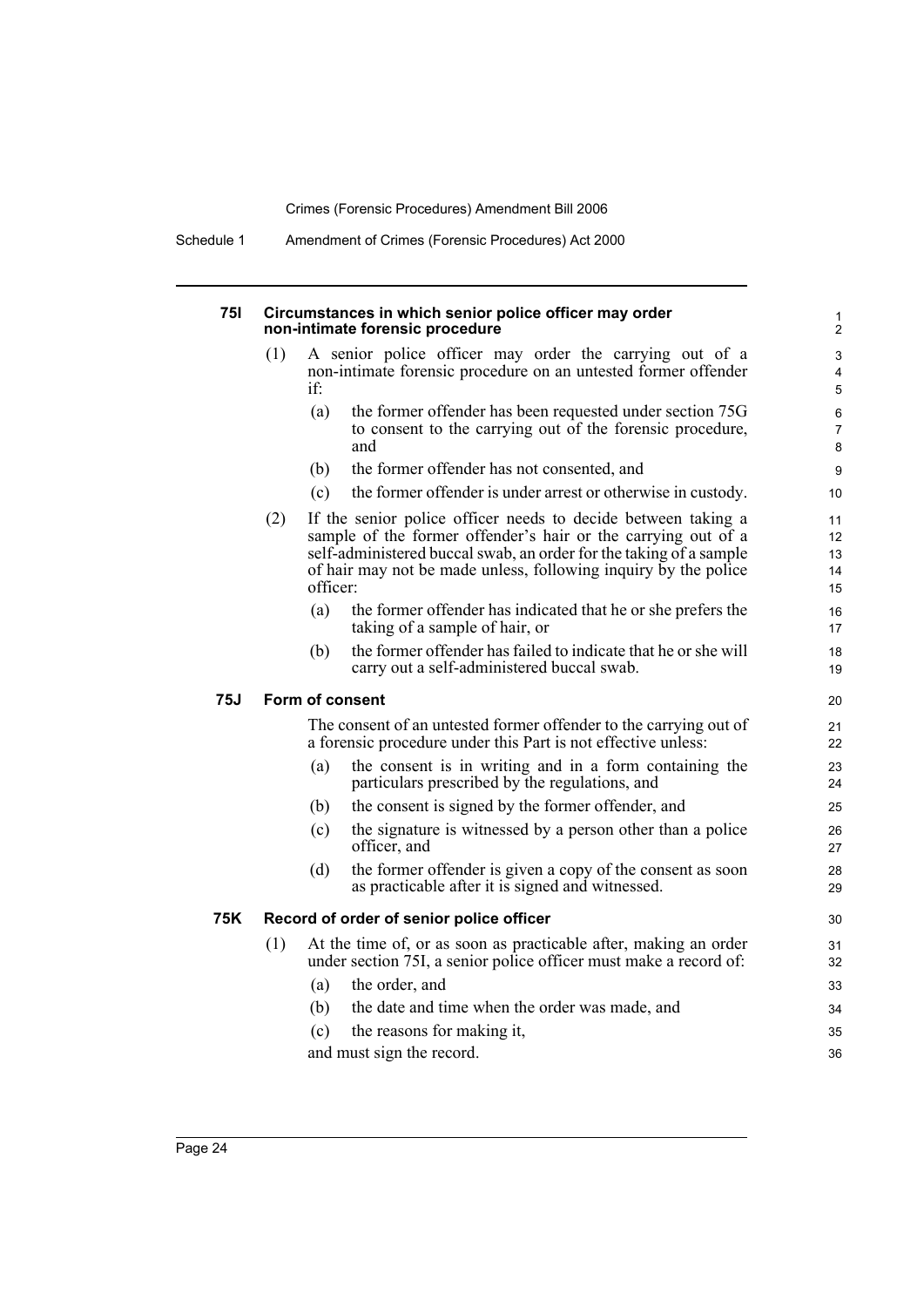### 75I Circumstances in which senior police officer may order non-intimate forensic procedure

(1) A senior police officer may order the carrying out of a non-intimate forensic procedure on an untested former offender if:

- (a) the former offender has been requested under section 75G to consent to the carrying out of the forensic procedure, and
- (b) the former offender has not consented, and
- (c) the former offender is under arrest or otherwise in custody.

(2) If the senior police officer needs to decide between taking a sample of the former offender's hair or the carrying out of a self-administered buccal swab, an order for the taking of a sample of hair may not be made unless, following inquiry by the police officer:

- (a) the former offender has indicated that he or she prefers the taking of a sample of hair, or
- (b) the former offender has failed to indicate that he or she will carry out a self-administered buccal swab.

### 75J Form of consent

The consent of an untested former offender to the carrying out of a forensic procedure under this Part is not effective unless:

- (a) the consent is in writing and in a form containing the particulars prescribed by the regulations, and
- (b) the consent is signed by the former offender, and
- (c) the signature is witnessed by a person other than a police officer, and
- (d) the former offender is given a copy of the consent as soon as practicable after it is signed and witnessed.

### 75K Record of order of senior police officer

(1) At the time of, or as soon as practicable after, making an order under section 75I, a senior police officer must make a record of:

- (a) the order, and
- (b) the date and time when the order was made, and
- (c) the reasons for making it,

and must sign the record.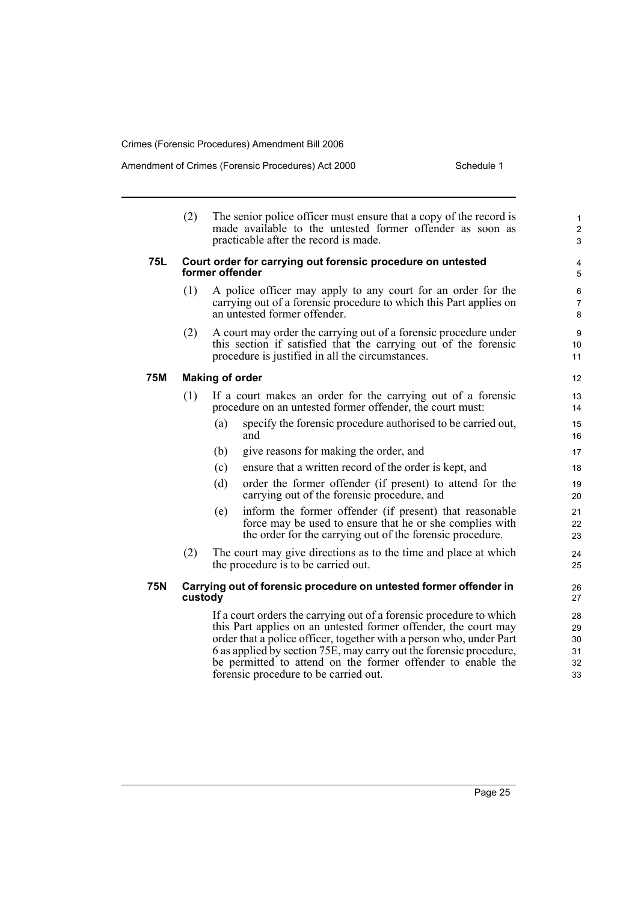(2) The senior police officer must ensure that a copy of the record is made available to the untested former offender as soon as practicable after the record is made.

**75L Court order for carrying out forensic procedure on untested former offender**

(1) A police officer may apply to any court for an order for the carrying out of a forensic procedure to which this Part applies on an untested former offender.

(2) A court may order the carrying out of a forensic procedure under this section if satisfied that the carrying out of the forensic procedure is justified in all the circumstances.

**75M Making of order**

(1) If a court makes an order for the carrying out of a forensic procedure on an untested former offender, the court must:

(a) specify the forensic procedure authorised to be carried out, and

(b) give reasons for making the order, and

(c) ensure that a written record of the order is kept, and

(d) order the former offender (if present) to attend for the carrying out of the forensic procedure, and

(e) inform the former offender (if present) that reasonable force may be used to ensure that he or she complies with the order for the carrying out of the forensic procedure.

(2) The court may give directions as to the time and place at which the procedure is to be carried out.

**75N Carrying out of forensic procedure on untested former offender in custody**

If a court orders the carrying out of a forensic procedure to which this Part applies on an untested former offender, the court may order that a police officer, together with a person who, under Part 6 as applied by section 75E, may carry out the forensic procedure, be permitted to attend on the former offender to enable the forensic procedure to be carried out.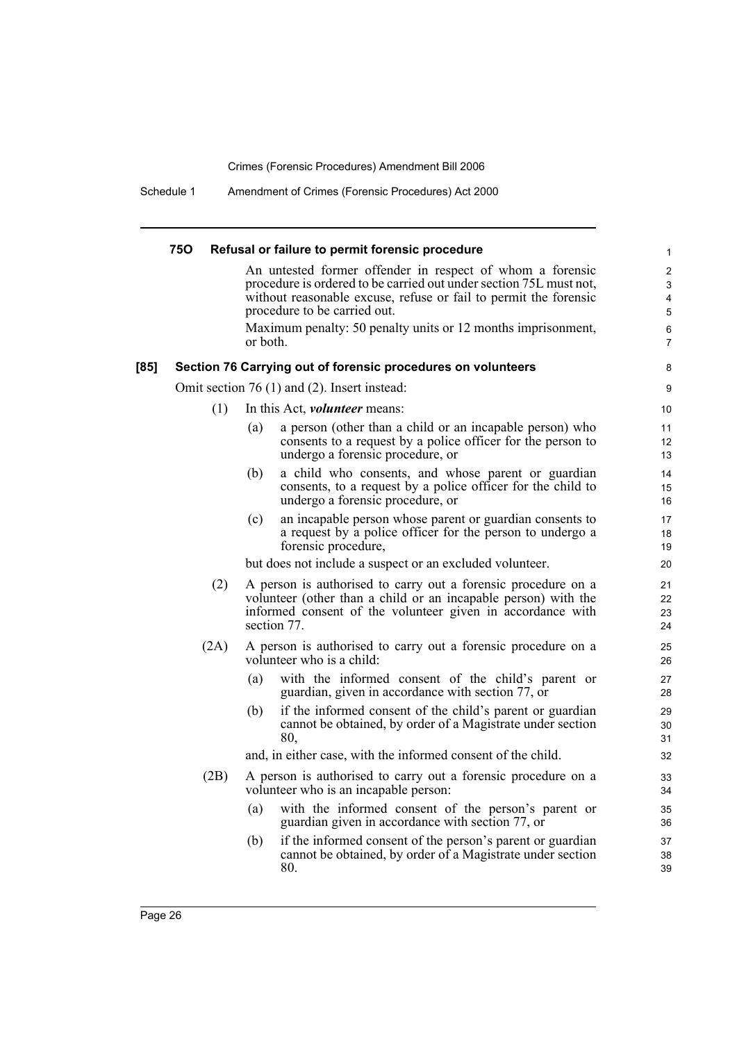#### 75O Refusal or failure to permit forensic procedure

An untested former offender in respect of whom a forensic procedure is ordered to be carried out under section 75L must not, without reasonable excuse, refuse or fail to permit the forensic procedure to be carried out.

Maximum penalty: 50 penalty units or 12 months imprisonment, or both.

### [85] Section 76 Carrying out of forensic procedures on volunteers

Omit section 76 (1) and (2). Insert instead:

(1) In this Act, ***volunteer*** means:

(a) a person (other than a child or an incapable person) who consents to a request by a police officer for the person to undergo a forensic procedure, or

(b) a child who consents, and whose parent or guardian consents, to a request by a police officer for the child to undergo a forensic procedure, or

(c) an incapable person whose parent or guardian consents to a request by a police officer for the person to undergo a forensic procedure,

but does not include a suspect or an excluded volunteer.

(2) A person is authorised to carry out a forensic procedure on a volunteer (other than a child or an incapable person) with the informed consent of the volunteer given in accordance with section 77.

(2A) A person is authorised to carry out a forensic procedure on a volunteer who is a child:

(a) with the informed consent of the child's parent or guardian, given in accordance with section 77, or

(b) if the informed consent of the child's parent or guardian cannot be obtained, by order of a Magistrate under section 80,

and, in either case, with the informed consent of the child.

(2B) A person is authorised to carry out a forensic procedure on a volunteer who is an incapable person:

(a) with the informed consent of the person's parent or guardian given in accordance with section 77, or

(b) if the informed consent of the person's parent or guardian cannot be obtained, by order of a Magistrate under section 80.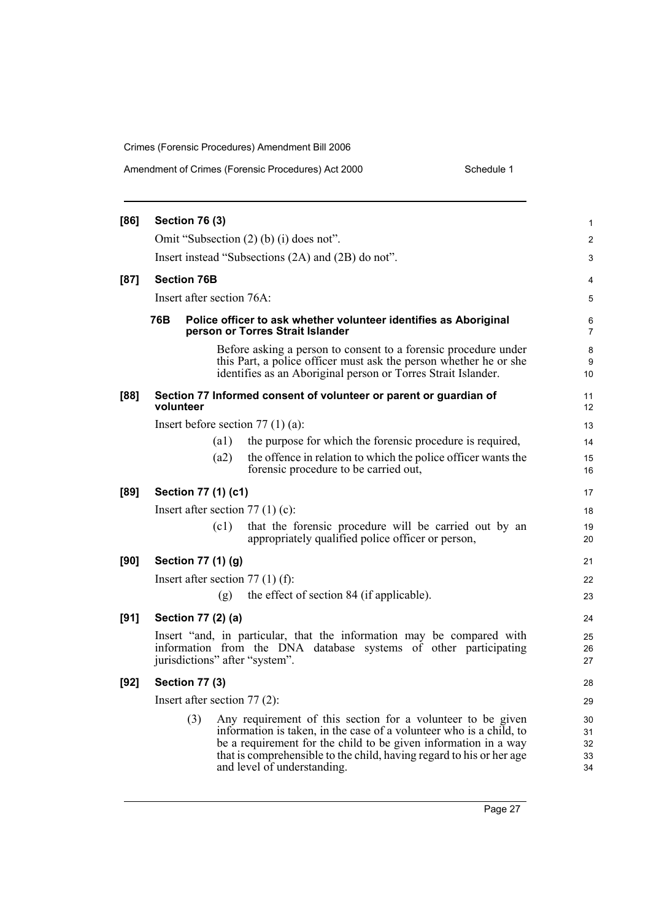**[86] Section 76 (3)**

Omit "Subsection (2) (b) (i) does not".

Insert instead "Subsections (2A) and (2B) do not".

**[87] Section 76B**

Insert after section 76A:

**76B Police officer to ask whether volunteer identifies as Aboriginal person or Torres Strait Islander**

Before asking a person to consent to a forensic procedure under this Part, a police officer must ask the person whether he or she identifies as an Aboriginal person or Torres Strait Islander.

**[88] Section 77 Informed consent of volunteer or parent or guardian of volunteer**

Insert before section 77 (1) (a):

(a1) the purpose for which the forensic procedure is required,

(a2) the offence in relation to which the police officer wants the forensic procedure to be carried out,

**[89] Section 77 (1) (c1)**

Insert after section 77 (1) (c):

(c1) that the forensic procedure will be carried out by an appropriately qualified police officer or person,

**[90] Section 77 (1) (g)**

Insert after section 77 (1) (f):

(g) the effect of section 84 (if applicable).

**[91] Section 77 (2) (a)**

Insert "and, in particular, that the information may be compared with information from the DNA database systems of other participating jurisdictions" after "system".

**[92] Section 77 (3)**

Insert after section 77 (2):

(3) Any requirement of this section for a volunteer to be given information is taken, in the case of a volunteer who is a child, to be a requirement for the child to be given information in a way that is comprehensible to the child, having regard to his or her age and level of understanding.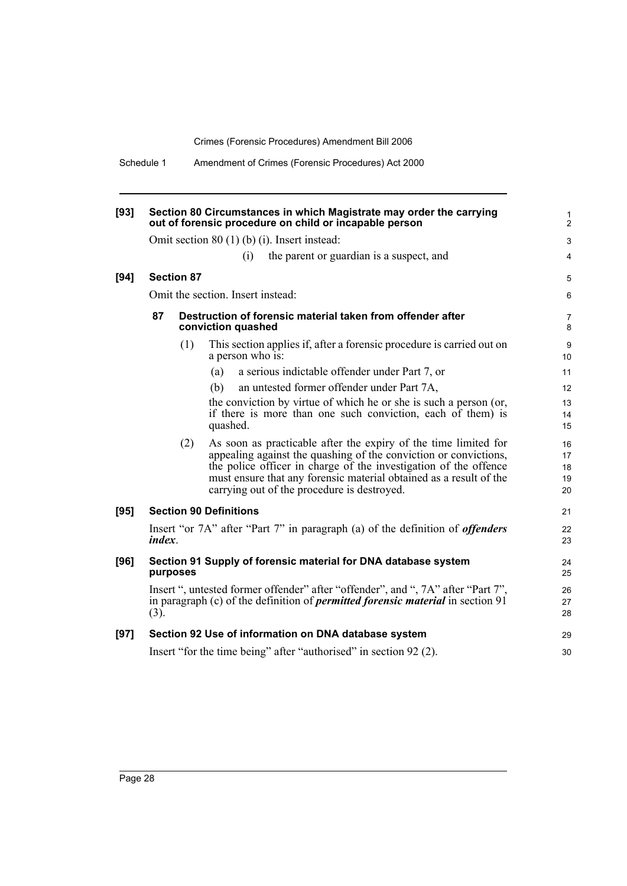**[93] Section 80 Circumstances in which Magistrate may order the carrying out of forensic procedure on child or incapable person**

Omit section 80 (1) (b) (i). Insert instead:

(i) the parent or guardian is a suspect, and

**[94] Section 87**

Omit the section. Insert instead:

**87 Destruction of forensic material taken from offender after conviction quashed**

(1) This section applies if, after a forensic procedure is carried out on a person who is:

(a) a serious indictable offender under Part 7, or

(b) an untested former offender under Part 7A,

the conviction by virtue of which he or she is such a person (or, if there is more than one such conviction, each of them) is quashed.

(2) As soon as practicable after the expiry of the time limited for appealing against the quashing of the conviction or convictions, the police officer in charge of the investigation of the offence must ensure that any forensic material obtained as a result of the carrying out of the procedure is destroyed.

**[95] Section 90 Definitions**

Insert "or 7A" after "Part 7" in paragraph (a) of the definition of ***offenders index***.

**[96] Section 91 Supply of forensic material for DNA database system purposes**

Insert ", untested former offender" after "offender", and ", 7A" after "Part 7", in paragraph (c) of the definition of ***permitted forensic material*** in section 91 (3).

**[97] Section 92 Use of information on DNA database system**

Insert "for the time being" after "authorised" in section 92 (2).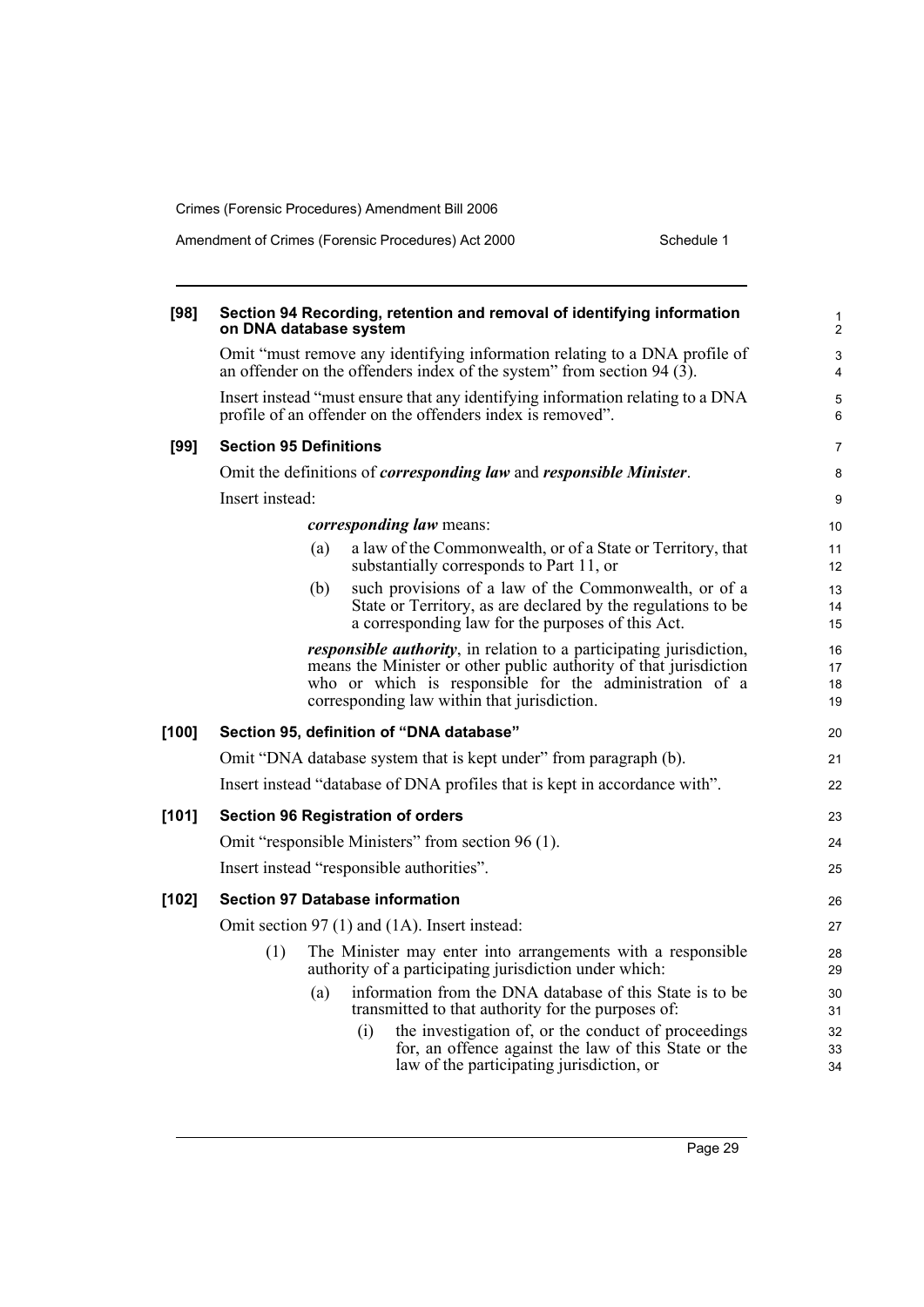**[98] Section 94 Recording, retention and removal of identifying information on DNA database system**

Omit "must remove any identifying information relating to a DNA profile of an offender on the offenders index of the system" from section 94 (3).

Insert instead "must ensure that any identifying information relating to a DNA profile of an offender on the offenders index is removed".

**[99] Section 95 Definitions**

Omit the definitions of ***corresponding law*** and ***responsible Minister***.

Insert instead:

> ***corresponding law*** means:
>
> (a) a law of the Commonwealth, or of a State or Territory, that substantially corresponds to Part 11, or
>
> (b) such provisions of a law of the Commonwealth, or of a State or Territory, as are declared by the regulations to be a corresponding law for the purposes of this Act.
>
> ***responsible authority***, in relation to a participating jurisdiction, means the Minister or other public authority of that jurisdiction who or which is responsible for the administration of a corresponding law within that jurisdiction.

**[100] Section 95, definition of "DNA database"**

Omit "DNA database system that is kept under" from paragraph (b).

Insert instead "database of DNA profiles that is kept in accordance with".

**[101] Section 96 Registration of orders**

Omit "responsible Ministers" from section 96 (1).

Insert instead "responsible authorities".

**[102] Section 97 Database information**

Omit section 97 (1) and (1A). Insert instead:

> (1) The Minister may enter into arrangements with a responsible authority of a participating jurisdiction under which:
>
> (a) information from the DNA database of this State is to be transmitted to that authority for the purposes of:
>
> (i) the investigation of, or the conduct of proceedings for, an offence against the law of this State or the law of the participating jurisdiction, or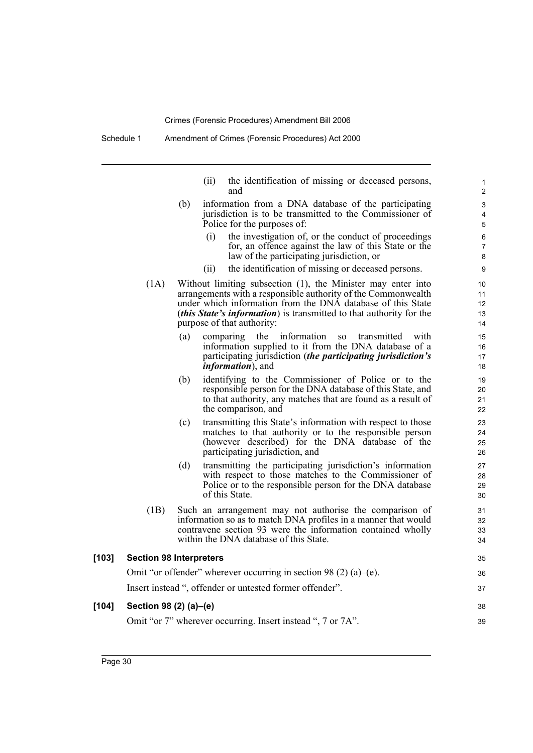(ii) the identification of missing or deceased persons, and

(b) information from a DNA database of the participating jurisdiction is to be transmitted to the Commissioner of Police for the purposes of:

(i) the investigation of, or the conduct of proceedings for, an offence against the law of this State or the law of the participating jurisdiction, or

(ii) the identification of missing or deceased persons.

(1A) Without limiting subsection (1), the Minister may enter into arrangements with a responsible authority of the Commonwealth under which information from the DNA database of this State (***this State's information***) is transmitted to that authority for the purpose of that authority:

(a) comparing the information so transmitted with information supplied to it from the DNA database of a participating jurisdiction (***the participating jurisdiction's information***), and

(b) identifying to the Commissioner of Police or to the responsible person for the DNA database of this State, and to that authority, any matches that are found as a result of the comparison, and

(c) transmitting this State's information with respect to those matches to that authority or to the responsible person (however described) for the DNA database of the participating jurisdiction, and

(d) transmitting the participating jurisdiction's information with respect to those matches to the Commissioner of Police or to the responsible person for the DNA database of this State.

(1B) Such an arrangement may not authorise the comparison of information so as to match DNA profiles in a manner that would contravene section 93 were the information contained wholly within the DNA database of this State.

**[103] Section 98 Interpreters**

Omit "or offender" wherever occurring in section 98 (2) (a)–(e).

Insert instead ", offender or untested former offender".

**[104] Section 98 (2) (a)–(e)**

Omit "or 7" wherever occurring. Insert instead ", 7 or 7A".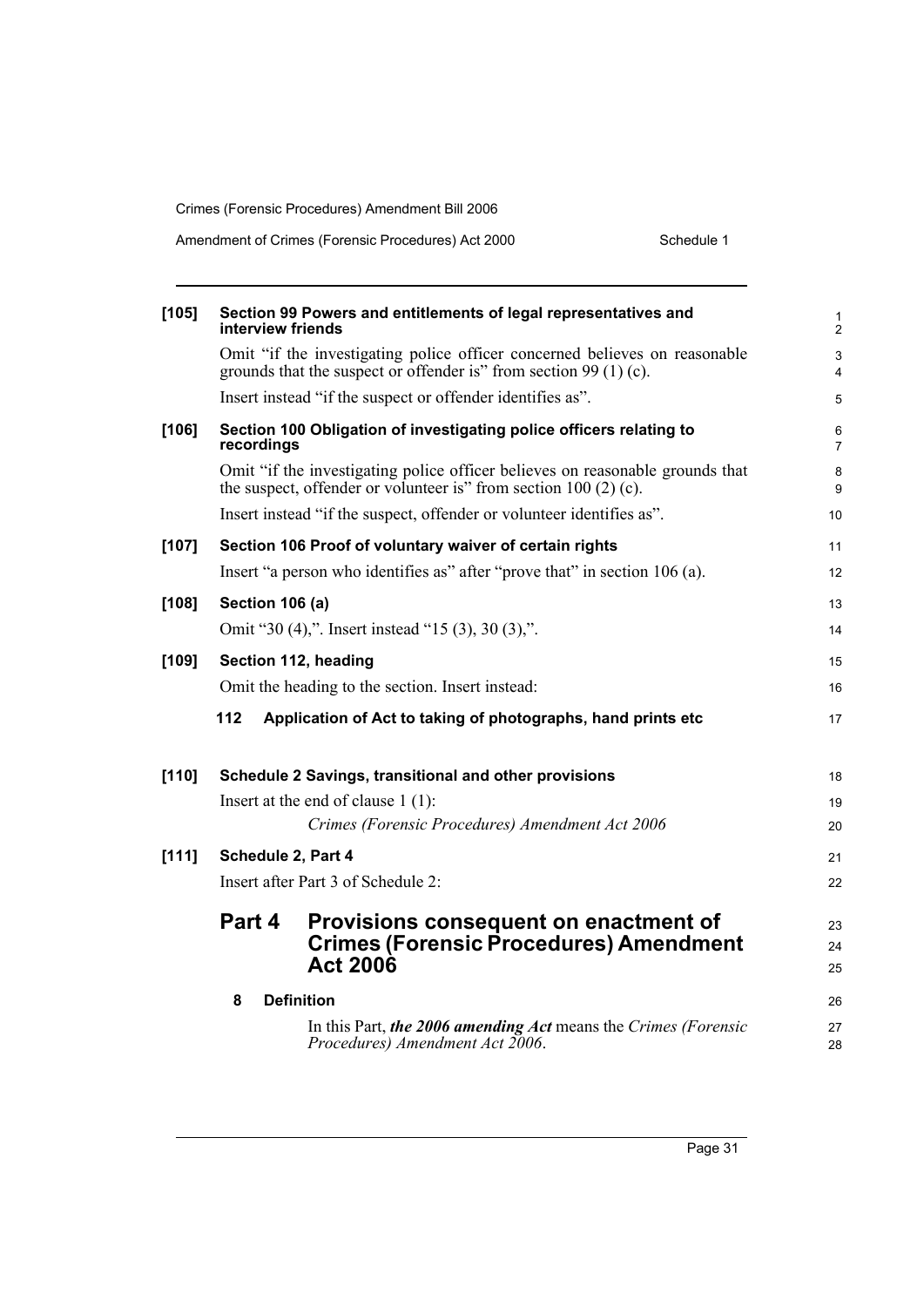**[105] Section 99 Powers and entitlements of legal representatives and interview friends**

Omit "if the investigating police officer concerned believes on reasonable grounds that the suspect or offender is" from section 99 (1) (c).

Insert instead "if the suspect or offender identifies as".

**[106] Section 100 Obligation of investigating police officers relating to recordings**

Omit "if the investigating police officer believes on reasonable grounds that the suspect, offender or volunteer is" from section 100 (2) (c).

Insert instead "if the suspect, offender or volunteer identifies as".

**[107] Section 106 Proof of voluntary waiver of certain rights**

Insert "a person who identifies as" after "prove that" in section 106 (a).

**[108] Section 106 (a)**

Omit "30 (4),". Insert instead "15 (3), 30 (3),".

**[109] Section 112, heading**

Omit the heading to the section. Insert instead:

**112 Application of Act to taking of photographs, hand prints etc**

**[110] Schedule 2 Savings, transitional and other provisions**

Insert at the end of clause 1 (1):

*Crimes (Forensic Procedures) Amendment Act 2006*

**[111] Schedule 2, Part 4**

Insert after Part 3 of Schedule 2:

## Part 4 Provisions consequent on enactment of Crimes (Forensic Procedures) Amendment Act 2006

**8 Definition**

In this Part, ***the 2006 amending Act*** means the *Crimes (Forensic Procedures) Amendment Act 2006*.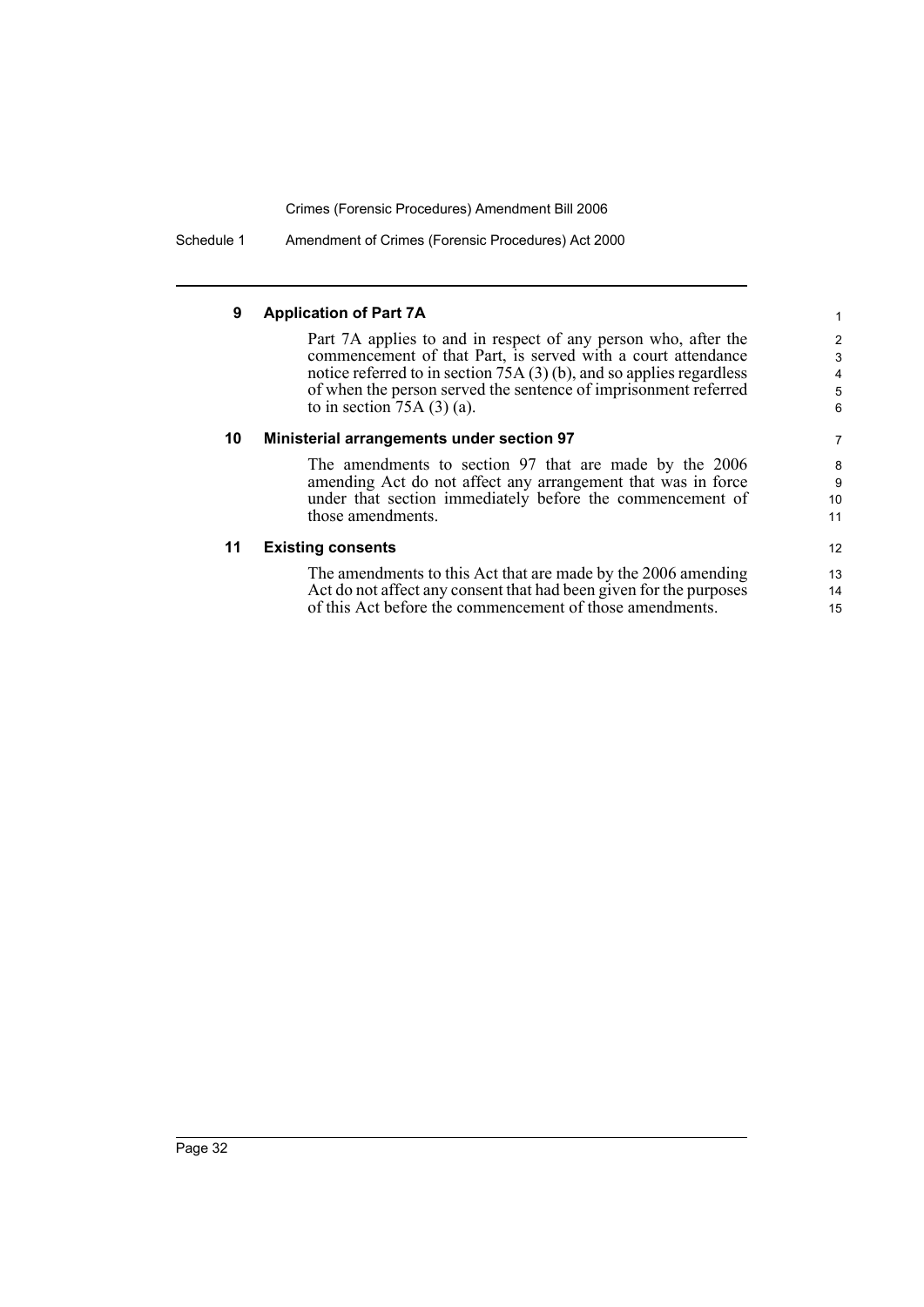### 9 Application of Part 7A

Part 7A applies to and in respect of any person who, after the commencement of that Part, is served with a court attendance notice referred to in section 75A (3) (b), and so applies regardless of when the person served the sentence of imprisonment referred to in section 75A (3) (a).

### 10 Ministerial arrangements under section 97

The amendments to section 97 that are made by the 2006 amending Act do not affect any arrangement that was in force under that section immediately before the commencement of those amendments.

### 11 Existing consents

The amendments to this Act that are made by the 2006 amending Act do not affect any consent that had been given for the purposes of this Act before the commencement of those amendments.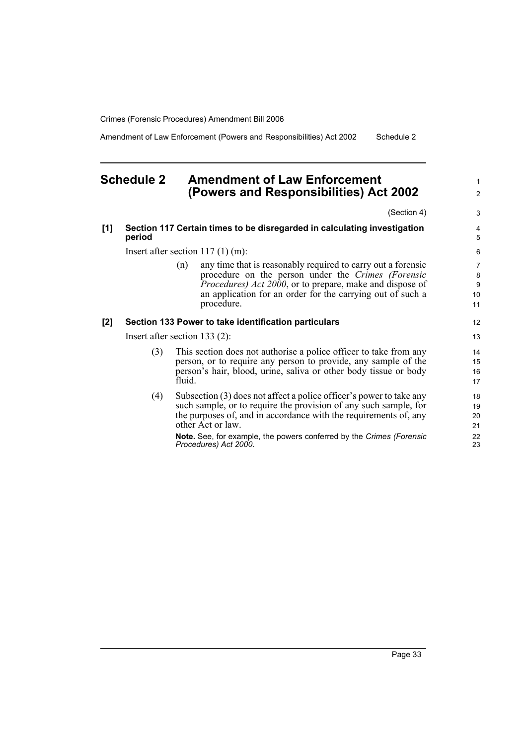# Schedule 2 Amendment of Law Enforcement (Powers and Responsibilities) Act 2002

(Section 4)

**[1] Section 117 Certain times to be disregarded in calculating investigation period**

Insert after section 117 (1) (m):

(n) any time that is reasonably required to carry out a forensic procedure on the person under the *Crimes (Forensic Procedures) Act 2000*, or to prepare, make and dispose of an application for an order for the carrying out of such a procedure.

**[2] Section 133 Power to take identification particulars**

Insert after section 133 (2):

(3) This section does not authorise a police officer to take from any person, or to require any person to provide, any sample of the person's hair, blood, urine, saliva or other body tissue or body fluid.

(4) Subsection (3) does not affect a police officer's power to take any such sample, or to require the provision of any such sample, for the purposes of, and in accordance with the requirements of, any other Act or law.

**Note.** See, for example, the powers conferred by the *Crimes (Forensic Procedures) Act 2000*.